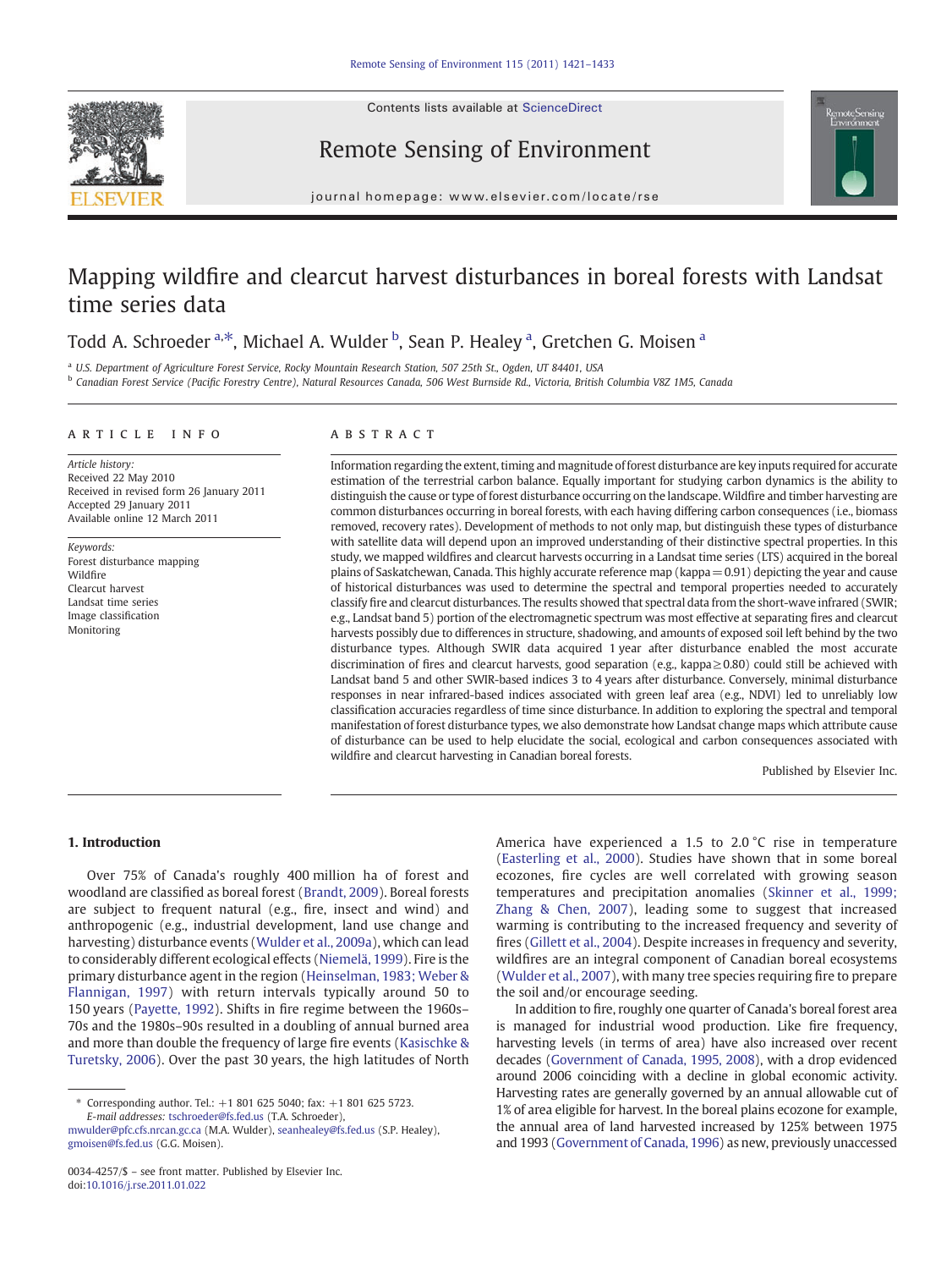# Mapping wildfire and clearcut harvest disturbances in boreal forests with Landsat time series data

Todd A. Schroeder [a,*], Michael A. Wulder [b], Sean P. Healey [a], Gretchen G. Moisen [a]

[a] U.S. Department of Agriculture Forest Service, Rocky Mountain Research Station, 507 25th St., Ogden, UT 84401, USA

[b] Canadian Forest Service (Pacific Forestry Centre), Natural Resources Canada, 506 West Burnside Rd., Victoria, British Columbia V8Z 1M5, Canada

## ARTICLE INFO

*Article history:*
Received 22 May 2010
Received in revised form 26 January 2011
Accepted 29 January 2011
Available online 12 March 2011

*Keywords:*
Forest disturbance mapping
Wildfire
Clearcut harvest
Landsat time series
Image classification
Monitoring

## ABSTRACT

Information regarding the extent, timing and magnitude of forest disturbance are key inputs required for accurate estimation of the terrestrial carbon balance. Equally important for studying carbon dynamics is the ability to distinguish the cause or type of forest disturbance occurring on the landscape. Wildfire and timber harvesting are common disturbances occurring in boreal forests, with each having differing carbon consequences (i.e., biomass removed, recovery rates). Development of methods to not only map, but distinguish these types of disturbance with satellite data will depend upon an improved understanding of their distinctive spectral properties. In this study, we mapped wildfires and clearcut harvests occurring in a Landsat time series (LTS) acquired in the boreal plains of Saskatchewan, Canada. This highly accurate reference map (kappa = 0.91) depicting the year and cause of historical disturbances was used to determine the spectral and temporal properties needed to accurately classify fire and clearcut disturbances. The results showed that spectral data from the short-wave infrared (SWIR; e.g., Landsat band 5) portion of the electromagnetic spectrum was most effective at separating fires and clearcut harvests possibly due to differences in structure, shadowing, and amounts of exposed soil left behind by the two disturbance types. Although SWIR data acquired 1 year after disturbance enabled the most accurate discrimination of fires and clearcut harvests, good separation (e.g., kappa ≥ 0.80) could still be achieved with Landsat band 5 and other SWIR-based indices 3 to 4 years after disturbance. Conversely, minimal disturbance responses in near infrared-based indices associated with green leaf area (e.g., NDVI) led to unreliably low classification accuracies regardless of time since disturbance. In addition to exploring the spectral and temporal manifestation of forest disturbance types, we also demonstrate how Landsat change maps which attribute cause of disturbance can be used to help elucidate the social, ecological and carbon consequences associated with wildfire and clearcut harvesting in Canadian boreal forests.

Published by Elsevier Inc.

## 1. Introduction

Over 75% of Canada's roughly 400 million ha of forest and woodland are classified as boreal forest (Brandt, 2009). Boreal forests are subject to frequent natural (e.g., fire, insect and wind) and anthropogenic (e.g., industrial development, land use change and harvesting) disturbance events (Wulder et al., 2009a), which can lead to considerably different ecological effects (Niemelä, 1999). Fire is the primary disturbance agent in the region (Heinselman, 1983; Weber & Flannigan, 1997) with return intervals typically around 50 to 150 years (Payette, 1992). Shifts in fire regime between the 1960s–70s and the 1980s–90s resulted in a doubling of annual burned area and more than double the frequency of large fire events (Kasischke & Turetsky, 2006). Over the past 30 years, the high latitudes of North America have experienced a 1.5 to 2.0 °C rise in temperature (Easterling et al., 2000). Studies have shown that in some boreal ecozones, fire cycles are well correlated with growing season temperatures and precipitation anomalies (Skinner et al., 1999; Zhang & Chen, 2007), leading some to suggest that increased warming is contributing to the increased frequency and severity of fires (Gillett et al., 2004). Despite increases in frequency and severity, wildfires are an integral component of Canadian boreal ecosystems (Wulder et al., 2007), with many tree species requiring fire to prepare the soil and/or encourage seeding.

In addition to fire, roughly one quarter of Canada's boreal forest area is managed for industrial wood production. Like fire frequency, harvesting levels (in terms of area) have also increased over recent decades (Government of Canada, 1995, 2008), with a drop evidenced around 2006 coinciding with a decline in global economic activity. Harvesting rates are generally governed by an annual allowable cut of 1% of area eligible for harvest. In the boreal plains ecozone for example, the annual area of land harvested increased by 125% between 1975 and 1993 (Government of Canada, 1996) as new, previously unaccessed

* Corresponding author. Tel.: +1 801 625 5040; fax: +1 801 625 5723.
*E-mail addresses:* tschroeder@fs.fed.us (T.A. Schroeder), mwulder@pfc.cfs.nrcan.gc.ca (M.A. Wulder), seanhealey@fs.fed.us (S.P. Healey), gmoisen@fs.fed.us (G.G. Moisen).

0034-4257/$ – see front matter. Published by Elsevier Inc.
doi:10.1016/j.rse.2011.01.022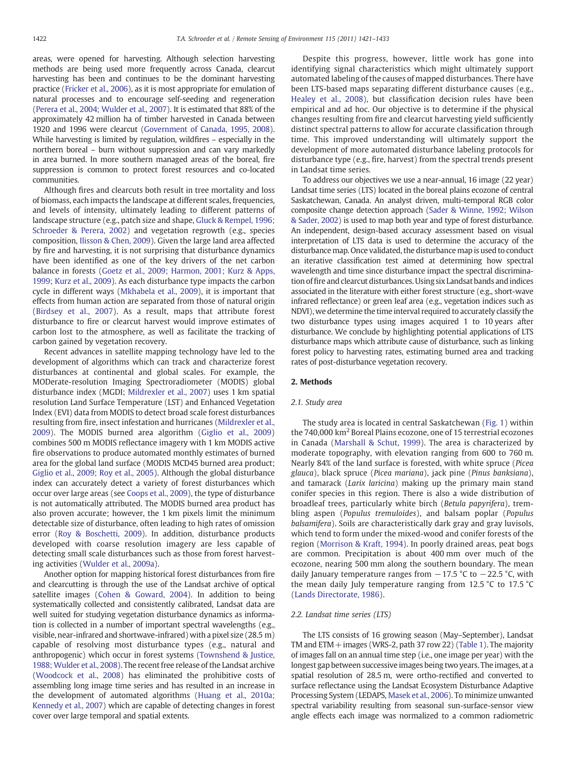areas, were opened for harvesting. Although selection harvesting methods are being used more frequently across Canada, clearcut harvesting has been and continues to be the dominant harvesting practice (Fricker et al., 2006), as it is most appropriate for emulation of natural processes and to encourage self-seeding and regeneration (Perera et al., 2004; Wulder et al., 2007). It is estimated that 88% of the approximately 42 million ha of timber harvested in Canada between 1920 and 1996 were clearcut (Government of Canada, 1995, 2008). While harvesting is limited by regulation, wildfires – especially in the northern boreal – burn without suppression and can vary markedly in area burned. In more southern managed areas of the boreal, fire suppression is common to protect forest resources and co-located communities.

Although fires and clearcuts both result in tree mortality and loss of biomass, each impacts the landscape at different scales, frequencies, and levels of intensity, ultimately leading to different patterns of landscape structure (e.g., patch size and shape, Gluck & Rempel, 1996; Schroeder & Perera, 2002) and vegetation regrowth (e.g., species composition, Ilisson & Chen, 2009). Given the large land area affected by fire and harvesting, it is not surprising that disturbance dynamics have been identified as one of the key drivers of the net carbon balance in forests (Goetz et al., 2009; Harmon, 2001; Kurz & Apps, 1999; Kurz et al., 2009). As each disturbance type impacts the carbon cycle in different ways (Mkhabela et al., 2009), it is important that effects from human action are separated from those of natural origin (Birdsey et al., 2007). As a result, maps that attribute forest disturbance to fire or clearcut harvest would improve estimates of carbon lost to the atmosphere, as well as facilitate the tracking of carbon gained by vegetation recovery.

Recent advances in satellite mapping technology have led to the development of algorithms which can track and characterize forest disturbances at continental and global scales. For example, the MODerate-resolution Imaging Spectroradiometer (MODIS) global disturbance index (MGDI; Mildrexler et al., 2007) uses 1 km spatial resolution Land Surface Temperature (LST) and Enhanced Vegetation Index (EVI) data from MODIS to detect broad scale forest disturbances resulting from fire, insect infestation and hurricanes (Mildrexler et al., 2009). The MODIS burned area algorithm (Giglio et al., 2009) combines 500 m MODIS reflectance imagery with 1 km MODIS active fire observations to produce automated monthly estimates of burned area for the global land surface (MODIS MCD45 burned area product; Giglio et al., 2009; Roy et al., 2005). Although the global disturbance index can accurately detect a variety of forest disturbances which occur over large areas (see Coops et al., 2009), the type of disturbance is not automatically attributed. The MODIS burned area product has also proven accurate; however, the 1 km pixels limit the minimum detectable size of disturbance, often leading to high rates of omission error (Roy & Boschetti, 2009). In addition, disturbance products developed with coarse resolution imagery are less capable of detecting small scale disturbances such as those from forest harvesting activities (Wulder et al., 2009a).

Another option for mapping historical forest disturbances from fire and clearcutting is through the use of the Landsat archive of optical satellite images (Cohen & Goward, 2004). In addition to being systematically collected and consistently calibrated, Landsat data are well suited for studying vegetation disturbance dynamics as information is collected in a number of important spectral wavelengths (e.g., visible, near-infrared and shortwave-infrared) with a pixel size (28.5 m) capable of resolving most disturbance types (e.g., natural and anthropogenic) which occur in forest systems (Townshend & Justice, 1988; Wulder et al., 2008). The recent free release of the Landsat archive (Woodcock et al., 2008) has eliminated the prohibitive costs of assembling long image time series and has resulted in an increase in the development of automated algorithms (Huang et al., 2010a; Kennedy et al., 2007) which are capable of detecting changes in forest cover over large temporal and spatial extents.

Despite this progress, however, little work has gone into identifying signal characteristics which might ultimately support automated labeling of the causes of mapped disturbances. There have been LTS-based maps separating different disturbance causes (e.g., Healey et al., 2008), but classification decision rules have been empirical and ad hoc. Our objective is to determine if the physical changes resulting from fire and clearcut harvesting yield sufficiently distinct spectral patterns to allow for accurate classification through time. This improved understanding will ultimately support the development of more automated disturbance labeling protocols for disturbance type (e.g., fire, harvest) from the spectral trends present in Landsat time series.

To address our objectives we use a near-annual, 16 image (22 year) Landsat time series (LTS) located in the boreal plains ecozone of central Saskatchewan, Canada. An analyst driven, multi-temporal RGB color composite change detection approach (Sader & Winne, 1992; Wilson & Sader, 2002) is used to map both year and type of forest disturbance. An independent, design-based accuracy assessment based on visual interpretation of LTS data is used to determine the accuracy of the disturbance map. Once validated, the disturbance map is used to conduct an iterative classification test aimed at determining how spectral wavelength and time since disturbance impact the spectral discrimination of fire and clearcut disturbances. Using six Landsat bands and indices associated in the literature with either forest structure (e.g., short-wave infrared reflectance) or green leaf area (e.g., vegetation indices such as NDVI), we determine the time interval required to accurately classify the two disturbance types using images acquired 1 to 10 years after disturbance. We conclude by highlighting potential applications of LTS disturbance maps which attribute cause of disturbance, such as linking forest policy to harvesting rates, estimating burned area and tracking rates of post-disturbance vegetation recovery.

## 2. Methods

### 2.1. Study area

The study area is located in central Saskatchewan (Fig. 1) within the 740,000 $km^2$ Boreal Plains ecozone, one of 15 terrestrial ecozones in Canada (Marshall & Schut, 1999). The area is characterized by moderate topography, with elevation ranging from 600 to 760 m. Nearly 84% of the land surface is forested, with white spruce (*Picea glauca*), black spruce (*Picea mariana*), jack pine (*Pinus banksiana*), and tamarack (*Larix laricina*) making up the primary main stand conifer species in this region. There is also a wide distribution of broadleaf trees, particularly white birch (*Betula papyrifera*), trembling aspen (*Populus tremuloides*), and balsam poplar (*Populus balsamifera*). Soils are characteristically dark gray and gray luvisols, which tend to form under the mixed-wood and conifer forests of the region (Morrison & Kraft, 1994). In poorly drained areas, peat bogs are common. Precipitation is about 400 mm over much of the ecozone, nearing 500 mm along the southern boundary. The mean daily January temperature ranges from −17.5 °C to −22.5 °C, with the mean daily July temperature ranging from 12.5 °C to 17.5 °C (Lands Directorate, 1986).

### 2.2. Landsat time series (LTS)

The LTS consists of 16 growing season (May–September), Landsat TM and ETM+ images (WRS-2, path 37 row 22) (Table 1). The majority of images fall on an annual time step (i.e., one image per year) with the longest gap between successive images being two years. The images, at a spatial resolution of 28.5 m, were ortho-rectified and converted to surface reflectance using the Landsat Ecosystem Disturbance Adaptive Processing System (LEDAPS, Masek et al., 2006). To minimize unwanted spectral variability resulting from seasonal sun-surface-sensor view angle effects each image was normalized to a common radiometric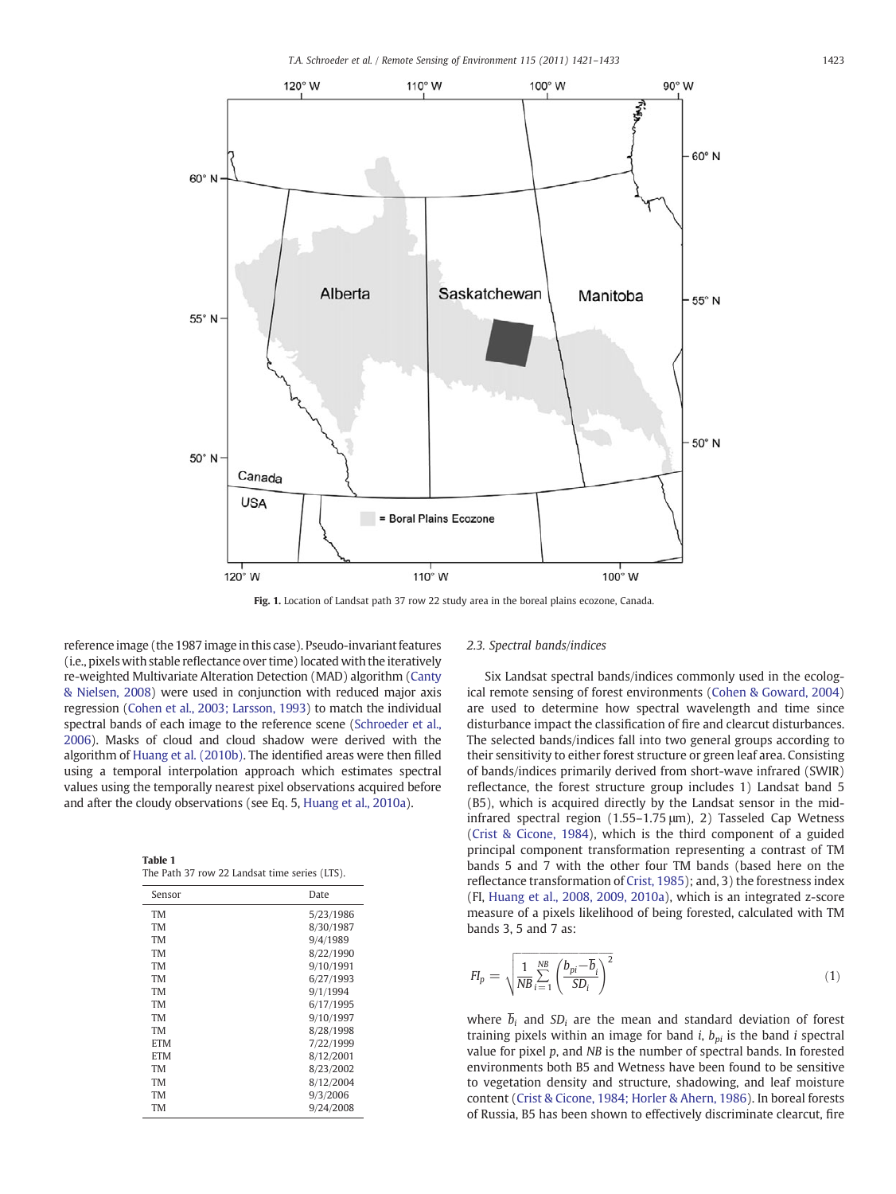Fig. 1. Location of Landsat path 37 row 22 study area in the boreal plains ecozone, Canada.

reference image (the 1987 image in this case). Pseudo-invariant features (i.e., pixels with stable reflectance over time) located with the iteratively re-weighted Multivariate Alteration Detection (MAD) algorithm (Canty & Nielsen, 2008) were used in conjunction with reduced major axis regression (Cohen et al., 2003; Larsson, 1993) to match the individual spectral bands of each image to the reference scene (Schroeder et al., 2006). Masks of cloud and cloud shadow were derived with the algorithm of Huang et al. (2010b). The identified areas were then filled using a temporal interpolation approach which estimates spectral values using the temporally nearest pixel observations acquired before and after the cloudy observations (see Eq. 5, Huang et al., 2010a).

**Table 1**
The Path 37 row 22 Landsat time series (LTS).

| Sensor | Date |
|---|---|
| TM | 5/23/1986 |
| TM | 8/30/1987 |
| TM | 9/4/1989 |
| TM | 8/22/1990 |
| TM | 9/10/1991 |
| TM | 6/27/1993 |
| TM | 9/1/1994 |
| TM | 6/17/1995 |
| TM | 9/10/1997 |
| TM | 8/28/1998 |
| ETM | 7/22/1999 |
| ETM | 8/12/2001 |
| TM | 8/23/2002 |
| TM | 8/12/2004 |
| TM | 9/3/2006 |
| TM | 9/24/2008 |

### 2.3. Spectral bands/indices

Six Landsat spectral bands/indices commonly used in the ecological remote sensing of forest environments (Cohen & Goward, 2004) are used to determine how spectral wavelength and time since disturbance impact the classification of fire and clearcut disturbances. The selected bands/indices fall into two general groups according to their sensitivity to either forest structure or green leaf area. Consisting of bands/indices primarily derived from short-wave infrared (SWIR) reflectance, the forest structure group includes 1) Landsat band 5 (B5), which is acquired directly by the Landsat sensor in the mid-infrared spectral region (1.55–1.75 μm), 2) Tasseled Cap Wetness (Crist & Cicone, 1984), which is the third component of a guided principal component transformation representing a contrast of TM bands 5 and 7 with the other four TM bands (based here on the reflectance transformation of Crist, 1985); and, 3) the forestness index (FI, Huang et al., 2008, 2009, 2010a), which is an integrated z-score measure of a pixels likelihood of being forested, calculated with TM bands 3, 5 and 7 as:

$$FI_p = \sqrt{\frac{1}{NB}\sum_{i=1}^{NB}\left(\frac{b_{pi}-\overline{b}_i}{SD_i}\right)^2} \tag{1}$$

where $\overline{b}_i$ and $SD_i$ are the mean and standard deviation of forest training pixels within an image for band $i$, $b_{pi}$ is the band $i$ spectral value for pixel $p$, and $NB$ is the number of spectral bands. In forested environments both B5 and Wetness have been found to be sensitive to vegetation density and structure, shadowing, and leaf moisture content (Crist & Cicone, 1984; Horler & Ahern, 1986). In boreal forests of Russia, B5 has been shown to effectively discriminate clearcut, fire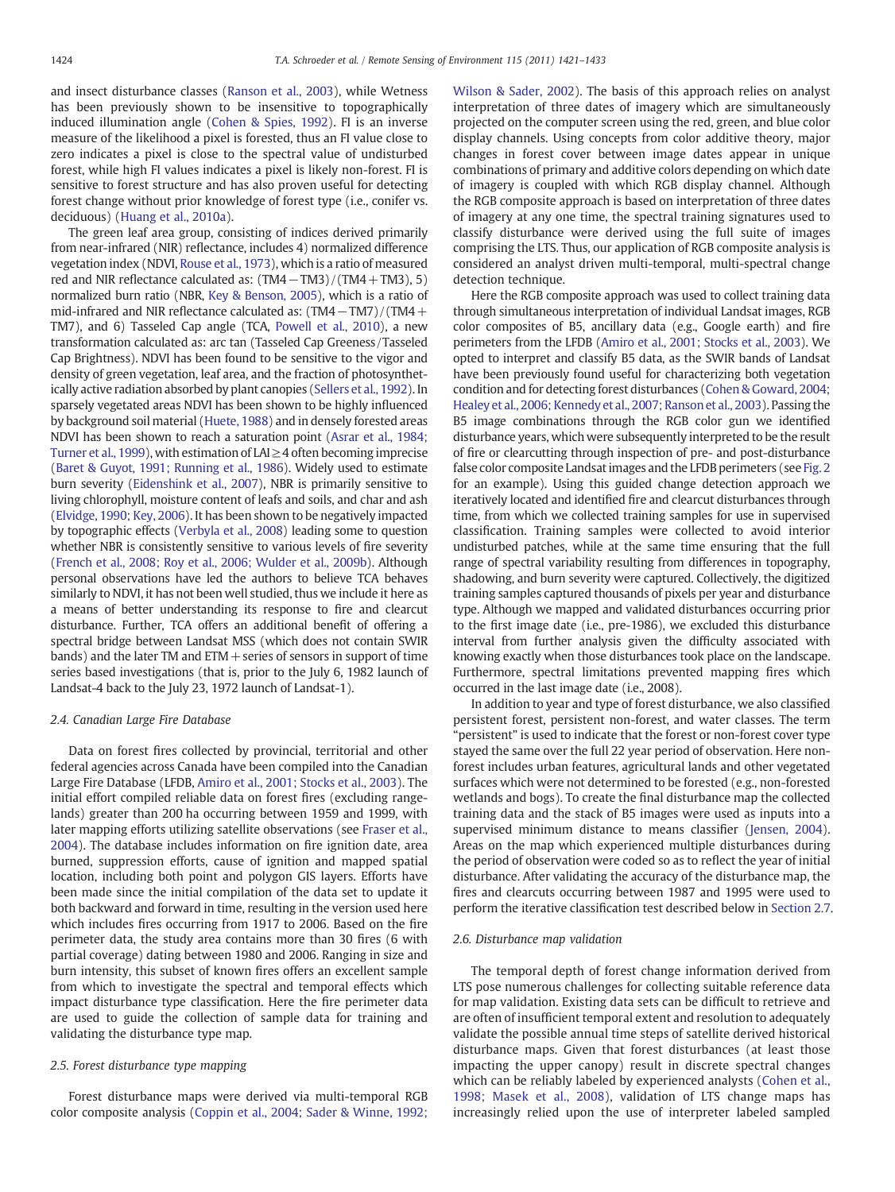and insect disturbance classes (Ranson et al., 2003), while Wetness has been previously shown to be insensitive to topographically induced illumination angle (Cohen & Spies, 1992). FI is an inverse measure of the likelihood a pixel is forested, thus an FI value close to zero indicates a pixel is close to the spectral value of undisturbed forest, while high FI values indicates a pixel is likely non-forest. FI is sensitive to forest structure and has also proven useful for detecting forest change without prior knowledge of forest type (i.e., conifer vs. deciduous) (Huang et al., 2010a).

The green leaf area group, consisting of indices derived primarily from near-infrared (NIR) reflectance, includes 4) normalized difference vegetation index (NDVI, Rouse et al., 1973), which is a ratio of measured red and NIR reflectance calculated as: $(TM4 - TM3)/(TM4 + TM3)$, 5) normalized burn ratio (NBR, Key & Benson, 2005), which is a ratio of mid-infrared and NIR reflectance calculated as: $(TM4 - TM7)/(TM4 + TM7)$, and 6) Tasseled Cap angle (TCA, Powell et al., 2010), a new transformation calculated as: arc tan (Tasseled Cap Greeness/Tasseled Cap Brightness). NDVI has been found to be sensitive to the vigor and density of green vegetation, leaf area, and the fraction of photosynthetically active radiation absorbed by plant canopies (Sellers et al., 1992). In sparsely vegetated areas NDVI has been shown to be highly influenced by background soil material (Huete, 1988) and in densely forested areas NDVI has been shown to reach a saturation point (Asrar et al., 1984; Turner et al., 1999), with estimation of $LAI \geq 4$ often becoming imprecise (Baret & Guyot, 1991; Running et al., 1986). Widely used to estimate burn severity (Eidenshink et al., 2007), NBR is primarily sensitive to living chlorophyll, moisture content of leafs and soils, and char and ash (Elvidge, 1990; Key, 2006). It has been shown to be negatively impacted by topographic effects (Verbyla et al., 2008) leading some to question whether NBR is consistently sensitive to various levels of fire severity (French et al., 2008; Roy et al., 2006; Wulder et al., 2009b). Although personal observations have led the authors to believe TCA behaves similarly to NDVI, it has not been well studied, thus we include it here as a means of better understanding its response to fire and clearcut disturbance. Further, TCA offers an additional benefit of offering a spectral bridge between Landsat MSS (which does not contain SWIR bands) and the later TM and ETM + series of sensors in support of time series based investigations (that is, prior to the July 6, 1982 launch of Landsat-4 back to the July 23, 1972 launch of Landsat-1).

### 2.4. Canadian Large Fire Database

Data on forest fires collected by provincial, territorial and other federal agencies across Canada have been compiled into the Canadian Large Fire Database (LFDB, Amiro et al., 2001; Stocks et al., 2003). The initial effort compiled reliable data on forest fires (excluding rangelands) greater than 200 ha occurring between 1959 and 1999, with later mapping efforts utilizing satellite observations (see Fraser et al., 2004). The database includes information on fire ignition date, area burned, suppression efforts, cause of ignition and mapped spatial location, including both point and polygon GIS layers. Efforts have been made since the initial compilation of the data set to update it both backward and forward in time, resulting in the version used here which includes fires occurring from 1917 to 2006. Based on the fire perimeter data, the study area contains more than 30 fires (6 with partial coverage) dating between 1980 and 2006. Ranging in size and burn intensity, this subset of known fires offers an excellent sample from which to investigate the spectral and temporal effects which impact disturbance type classification. Here the fire perimeter data are used to guide the collection of sample data for training and validating the disturbance type map.

### 2.5. Forest disturbance type mapping

Forest disturbance maps were derived via multi-temporal RGB color composite analysis (Coppin et al., 2004; Sader & Winne, 1992; Wilson & Sader, 2002). The basis of this approach relies on analyst interpretation of three dates of imagery which are simultaneously projected on the computer screen using the red, green, and blue color display channels. Using concepts from color additive theory, major changes in forest cover between image dates appear in unique combinations of primary and additive colors depending on which date of imagery is coupled with which RGB display channel. Although the RGB composite approach is based on interpretation of three dates of imagery at any one time, the spectral training signatures used to classify disturbance were derived using the full suite of images comprising the LTS. Thus, our application of RGB composite analysis is considered an analyst driven multi-temporal, multi-spectral change detection technique.

Here the RGB composite approach was used to collect training data through simultaneous interpretation of individual Landsat images, RGB color composites of B5, ancillary data (e.g., Google earth) and fire perimeters from the LFDB (Amiro et al., 2001; Stocks et al., 2003). We opted to interpret and classify B5 data, as the SWIR bands of Landsat have been previously found useful for characterizing both vegetation condition and for detecting forest disturbances (Cohen & Goward, 2004; Healey et al., 2006; Kennedy et al., 2007; Ranson et al., 2003). Passing the B5 image combinations through the RGB color gun we identified disturbance years, which were subsequently interpreted to be the result of fire or clearcutting through inspection of pre- and post-disturbance false color composite Landsat images and the LFDB perimeters (see Fig. 2 for an example). Using this guided change detection approach we iteratively located and identified fire and clearcut disturbances through time, from which we collected training samples for use in supervised classification. Training samples were collected to avoid interior undisturbed patches, while at the same time ensuring that the full range of spectral variability resulting from differences in topography, shadowing, and burn severity were captured. Collectively, the digitized training samples captured thousands of pixels per year and disturbance type. Although we mapped and validated disturbances occurring prior to the first image date (i.e., pre-1986), we excluded this disturbance interval from further analysis given the difficulty associated with knowing exactly when those disturbances took place on the landscape. Furthermore, spectral limitations prevented mapping fires which occurred in the last image date (i.e., 2008).

In addition to year and type of forest disturbance, we also classified persistent forest, persistent non-forest, and water classes. The term "persistent" is used to indicate that the forest or non-forest cover type stayed the same over the full 22 year period of observation. Here non-forest includes urban features, agricultural lands and other vegetated surfaces which were not determined to be forested (e.g., non-forested wetlands and bogs). To create the final disturbance map the collected training data and the stack of B5 images were used as inputs into a supervised minimum distance to means classifier (Jensen, 2004). Areas on the map which experienced multiple disturbances during the period of observation were coded so as to reflect the year of initial disturbance. After validating the accuracy of the disturbance map, the fires and clearcuts occurring between 1987 and 1995 were used to perform the iterative classification test described below in Section 2.7.

### 2.6. Disturbance map validation

The temporal depth of forest change information derived from LTS pose numerous challenges for collecting suitable reference data for map validation. Existing data sets can be difficult to retrieve and are often of insufficient temporal extent and resolution to adequately validate the possible annual time steps of satellite derived historical disturbance maps. Given that forest disturbances (at least those impacting the upper canopy) result in discrete spectral changes which can be reliably labeled by experienced analysts (Cohen et al., 1998; Masek et al., 2008), validation of LTS change maps has increasingly relied upon the use of interpreter labeled sampled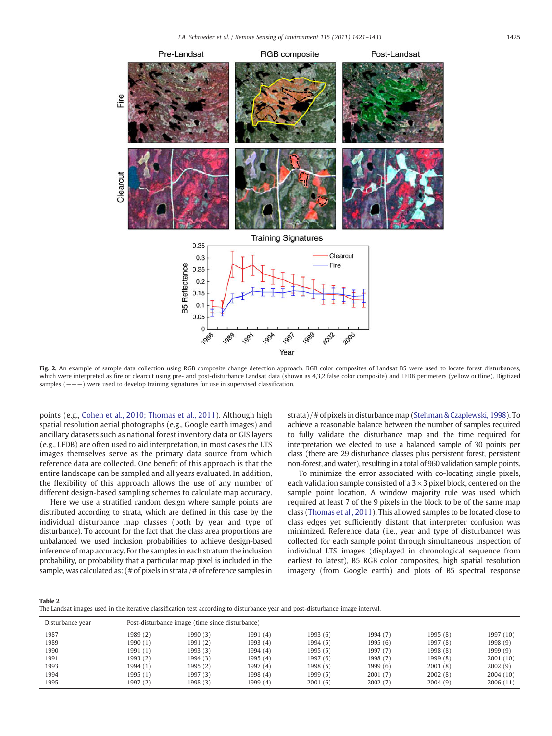**Fig. 2.** An example of sample data collection using RGB composite change detection approach. RGB color composites of Landsat B5 were used to locate forest disturbances, which were interpreted as fire or clearcut using pre- and post-disturbance Landsat data (shown as 4,3,2 false color composite) and LFDB perimeters (yellow outline). Digitized samples (− − −) were used to develop training signatures for use in supervised classification.

points (e.g., Cohen et al., 2010; Thomas et al., 2011). Although high spatial resolution aerial photographs (e.g., Google earth images) and ancillary datasets such as national forest inventory data or GIS layers (e.g., LFDB) are often used to aid interpretation, in most cases the LTS images themselves serve as the primary data source from which reference data are collected. One benefit of this approach is that the entire landscape can be sampled and all years evaluated. In addition, the flexibility of this approach allows the use of any number of different design-based sampling schemes to calculate map accuracy.

Here we use a stratified random design where sample points are distributed according to strata, which are defined in this case by the individual disturbance map classes (both by year and type of disturbance). To account for the fact that the class area proportions are unbalanced we used inclusion probabilities to achieve design-based inference of map accuracy. For the samples in each stratum the inclusion probability, or probability that a particular map pixel is included in the sample, was calculated as: (# of pixels in strata / # of reference samples in strata) / # of pixels in disturbance map (Stehman & Czaplewski, 1998). To achieve a reasonable balance between the number of samples required to fully validate the disturbance map and the time required for interpretation we elected to use a balanced sample of 30 points per class (there are 29 disturbance classes plus persistent forest, persistent non-forest, and water), resulting in a total of 960 validation sample points.

To minimize the error associated with co-locating single pixels, each validation sample consisted of a 3 × 3 pixel block, centered on the sample point location. A window majority rule was used which required at least 7 of the 9 pixels in the block to be of the same map class (Thomas et al., 2011). This allowed samples to be located close to class edges yet sufficiently distant that interpreter confusion was minimized. Reference data (i.e., year and type of disturbance) was collected for each sample point through simultaneous inspection of individual LTS images (displayed in chronological sequence from earliest to latest), B5 RGB color composites, high spatial resolution imagery (from Google earth) and plots of B5 spectral response

**Table 2**
The Landsat images used in the iterative classification test according to disturbance year and post-disturbance image interval.

| Disturbance year | Post-disturbance image (time since disturbance) | | | | | | |
|---|---|---|---|---|---|---|---|
| 1987 | 1989 (2) | 1990 (3) | 1991 (4) | 1993 (6) | 1994 (7) | 1995 (8) | 1997 (10) |
| 1989 | 1990 (1) | 1991 (2) | 1993 (4) | 1994 (5) | 1995 (6) | 1997 (8) | 1998 (9) |
| 1990 | 1991 (1) | 1993 (3) | 1994 (4) | 1995 (5) | 1997 (7) | 1998 (8) | 1999 (9) |
| 1991 | 1993 (2) | 1994 (3) | 1995 (4) | 1997 (6) | 1998 (7) | 1999 (8) | 2001 (10) |
| 1993 | 1994 (1) | 1995 (2) | 1997 (4) | 1998 (5) | 1999 (6) | 2001 (8) | 2002 (9) |
| 1994 | 1995 (1) | 1997 (3) | 1998 (4) | 1999 (5) | 2001 (7) | 2002 (8) | 2004 (10) |
| 1995 | 1997 (2) | 1998 (3) | 1999 (4) | 2001 (6) | 2002 (7) | 2004 (9) | 2006 (11) |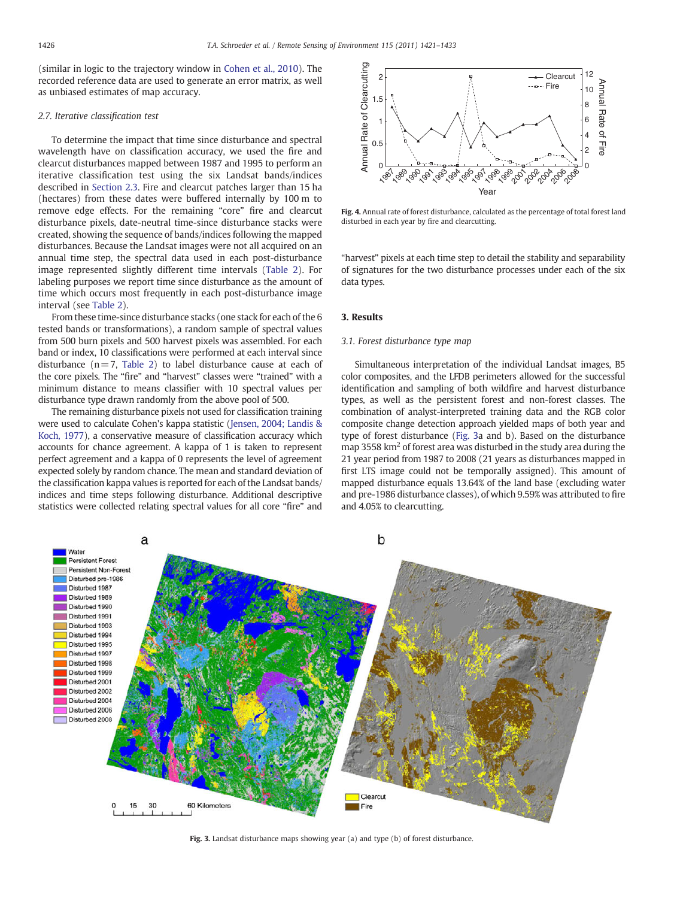(similar in logic to the trajectory window in Cohen et al., 2010). The recorded reference data are used to generate an error matrix, as well as unbiased estimates of map accuracy.

### 2.7. Iterative classification test

To determine the impact that time since disturbance and spectral wavelength have on classification accuracy, we used the fire and clearcut disturbances mapped between 1987 and 1995 to perform an iterative classification test using the six Landsat bands/indices described in Section 2.3. Fire and clearcut patches larger than 15 ha (hectares) from these dates were buffered internally by 100 m to remove edge effects. For the remaining "core" fire and clearcut disturbance pixels, date-neutral time-since disturbance stacks were created, showing the sequence of bands/indices following the mapped disturbances. Because the Landsat images were not all acquired on an annual time step, the spectral data used in each post-disturbance image represented slightly different time intervals (Table 2). For labeling purposes we report time since disturbance as the amount of time which occurs most frequently in each post-disturbance image interval (see Table 2).

From these time-since disturbance stacks (one stack for each of the 6 tested bands or transformations), a random sample of spectral values from 500 burn pixels and 500 harvest pixels was assembled. For each band or index, 10 classifications were performed at each interval since disturbance (n = 7, Table 2) to label disturbance cause at each of the core pixels. The "fire" and "harvest" classes were "trained" with a minimum distance to means classifier with 10 spectral values per disturbance type drawn randomly from the above pool of 500.

The remaining disturbance pixels not used for classification training were used to calculate Cohen's kappa statistic (Jensen, 2004; Landis & Koch, 1977), a conservative measure of classification accuracy which accounts for chance agreement. A kappa of 1 is taken to represent perfect agreement and a kappa of 0 represents the level of agreement expected solely by random chance. The mean and standard deviation of the classification kappa values is reported for each of the Landsat bands/indices and time steps following disturbance. Additional descriptive statistics were collected relating spectral values for all core "fire" and "harvest" pixels at each time step to detail the stability and separability of signatures for the two disturbance processes under each of the six data types.

Fig. 4. Annual rate of forest disturbance, calculated as the percentage of total forest land disturbed in each year by fire and clearcutting.

## 3. Results

### 3.1. Forest disturbance type map

Simultaneous interpretation of the individual Landsat images, B5 color composites, and the LFDB perimeters allowed for the successful identification and sampling of both wildfire and harvest disturbance types, as well as the persistent forest and non-forest classes. The combination of analyst-interpreted training data and the RGB color composite change detection approach yielded maps of both year and type of forest disturbance (Fig. 3a and b). Based on the disturbance map 3558 km$^2$ of forest area was disturbed in the study area during the 21 year period from 1987 to 2008 (21 years as disturbances mapped in first LTS image could not be temporally assigned). This amount of mapped disturbance equals 13.64% of the land base (excluding water and pre-1986 disturbance classes), of which 9.59% was attributed to fire and 4.05% to clearcutting.

Fig. 3. Landsat disturbance maps showing year (a) and type (b) of forest disturbance.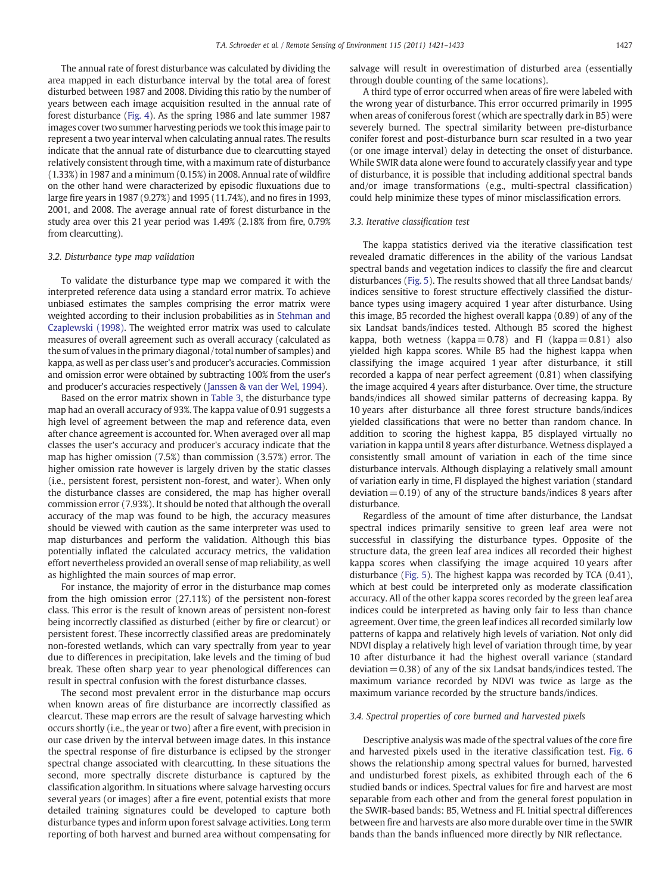The annual rate of forest disturbance was calculated by dividing the area mapped in each disturbance interval by the total area of forest disturbed between 1987 and 2008. Dividing this ratio by the number of years between each image acquisition resulted in the annual rate of forest disturbance (Fig. 4). As the spring 1986 and late summer 1987 images cover two summer harvesting periods we took this image pair to represent a two year interval when calculating annual rates. The results indicate that the annual rate of disturbance due to clearcutting stayed relatively consistent through time, with a maximum rate of disturbance (1.33%) in 1987 and a minimum (0.15%) in 2008. Annual rate of wildfire on the other hand were characterized by episodic fluxuations due to large fire years in 1987 (9.27%) and 1995 (11.74%), and no fires in 1993, 2001, and 2008. The average annual rate of forest disturbance in the study area over this 21 year period was 1.49% (2.18% from fire, 0.79% from clearcutting).

### 3.2. Disturbance type map validation

To validate the disturbance type map we compared it with the interpreted reference data using a standard error matrix. To achieve unbiased estimates the samples comprising the error matrix were weighted according to their inclusion probabilities as in Stehman and Czaplewski (1998). The weighted error matrix was used to calculate measures of overall agreement such as overall accuracy (calculated as the sum of values in the primary diagonal/total number of samples) and kappa, as well as per class user's and producer's accuracies. Commission and omission error were obtained by subtracting 100% from the user's and producer's accuracies respectively (Janssen & van der Wel, 1994).

Based on the error matrix shown in Table 3, the disturbance type map had an overall accuracy of 93%. The kappa value of 0.91 suggests a high level of agreement between the map and reference data, even after chance agreement is accounted for. When averaged over all map classes the user's accuracy and producer's accuracy indicate that the map has higher omission (7.5%) than commission (3.57%) error. The higher omission rate however is largely driven by the static classes (i.e., persistent forest, persistent non-forest, and water). When only the disturbance classes are considered, the map has higher overall commission error (7.93%). It should be noted that although the overall accuracy of the map was found to be high, the accuracy measures should be viewed with caution as the same interpreter was used to map disturbances and perform the validation. Although this bias potentially inflated the calculated accuracy metrics, the validation effort nevertheless provided an overall sense of map reliability, as well as highlighted the main sources of map error.

For instance, the majority of error in the disturbance map comes from the high omission error (27.11%) of the persistent non-forest class. This error is the result of known areas of persistent non-forest being incorrectly classified as disturbed (either by fire or clearcut) or persistent forest. These incorrectly classified areas are predominately non-forested wetlands, which can vary spectrally from year to year due to differences in precipitation, lake levels and the timing of bud break. These often sharp year to year phenological differences can result in spectral confusion with the forest disturbance classes.

The second most prevalent error in the disturbance map occurs when known areas of fire disturbance are incorrectly classified as clearcut. These map errors are the result of salvage harvesting which occurs shortly (i.e., the year or two) after a fire event, with precision in our case driven by the interval between image dates. In this instance the spectral response of fire disturbance is eclipsed by the stronger spectral change associated with clearcutting. In these situations the second, more spectrally discrete disturbance is captured by the classification algorithm. In situations where salvage harvesting occurs several years (or images) after a fire event, potential exists that more detailed training signatures could be developed to capture both disturbance types and inform upon forest salvage activities. Long term reporting of both harvest and burned area without compensating for salvage will result in overestimation of disturbed area (essentially through double counting of the same locations).

A third type of error occurred when areas of fire were labeled with the wrong year of disturbance. This error occurred primarily in 1995 when areas of coniferous forest (which are spectrally dark in B5) were severely burned. The spectral similarity between pre-disturbance conifer forest and post-disturbance burn scar resulted in a two year (or one image interval) delay in detecting the onset of disturbance. While SWIR data alone were found to accurately classify year and type of disturbance, it is possible that including additional spectral bands and/or image transformations (e.g., multi-spectral classification) could help minimize these types of minor misclassification errors.

### 3.3. Iterative classification test

The kappa statistics derived via the iterative classification test revealed dramatic differences in the ability of the various Landsat spectral bands and vegetation indices to classify the fire and clearcut disturbances (Fig. 5). The results showed that all three Landsat bands/indices sensitive to forest structure effectively classified the disturbance types using imagery acquired 1 year after disturbance. Using this image, B5 recorded the highest overall kappa (0.89) of any of the six Landsat bands/indices tested. Although B5 scored the highest kappa, both wetness (kappa = 0.78) and FI (kappa = 0.81) also yielded high kappa scores. While B5 had the highest kappa when classifying the image acquired 1 year after disturbance, it still recorded a kappa of near perfect agreement (0.81) when classifying the image acquired 4 years after disturbance. Over time, the structure bands/indices all showed similar patterns of decreasing kappa. By 10 years after disturbance all three forest structure bands/indices yielded classifications that were no better than random chance. In addition to scoring the highest kappa, B5 displayed virtually no variation in kappa until 8 years after disturbance. Wetness displayed a consistently small amount of variation in each of the time since disturbance intervals. Although displaying a relatively small amount of variation early in time, FI displayed the highest variation (standard deviation = 0.19) of any of the structure bands/indices 8 years after disturbance.

Regardless of the amount of time after disturbance, the Landsat spectral indices primarily sensitive to green leaf area were not successful in classifying the disturbance types. Opposite of the structure data, the green leaf area indices all recorded their highest kappa scores when classifying the image acquired 10 years after disturbance (Fig. 5). The highest kappa was recorded by TCA (0.41), which at best could be interpreted only as moderate classification accuracy. All of the other kappa scores recorded by the green leaf area indices could be interpreted as having only fair to less than chance agreement. Over time, the green leaf indices all recorded similarly low patterns of kappa and relatively high levels of variation. Not only did NDVI display a relatively high level of variation through time, by year 10 after disturbance it had the highest overall variance (standard deviation = 0.38) of any of the six Landsat bands/indices tested. The maximum variance recorded by NDVI was twice as large as the maximum variance recorded by the structure bands/indices.

### 3.4. Spectral properties of core burned and harvested pixels

Descriptive analysis was made of the spectral values of the core fire and harvested pixels used in the iterative classification test. Fig. 6 shows the relationship among spectral values for burned, harvested and undisturbed forest pixels, as exhibited through each of the 6 studied bands or indices. Spectral values for fire and harvest are most separable from each other and from the general forest population in the SWIR-based bands: B5, Wetness and FI. Initial spectral differences between fire and harvests are also more durable over time in the SWIR bands than the bands influenced more directly by NIR reflectance.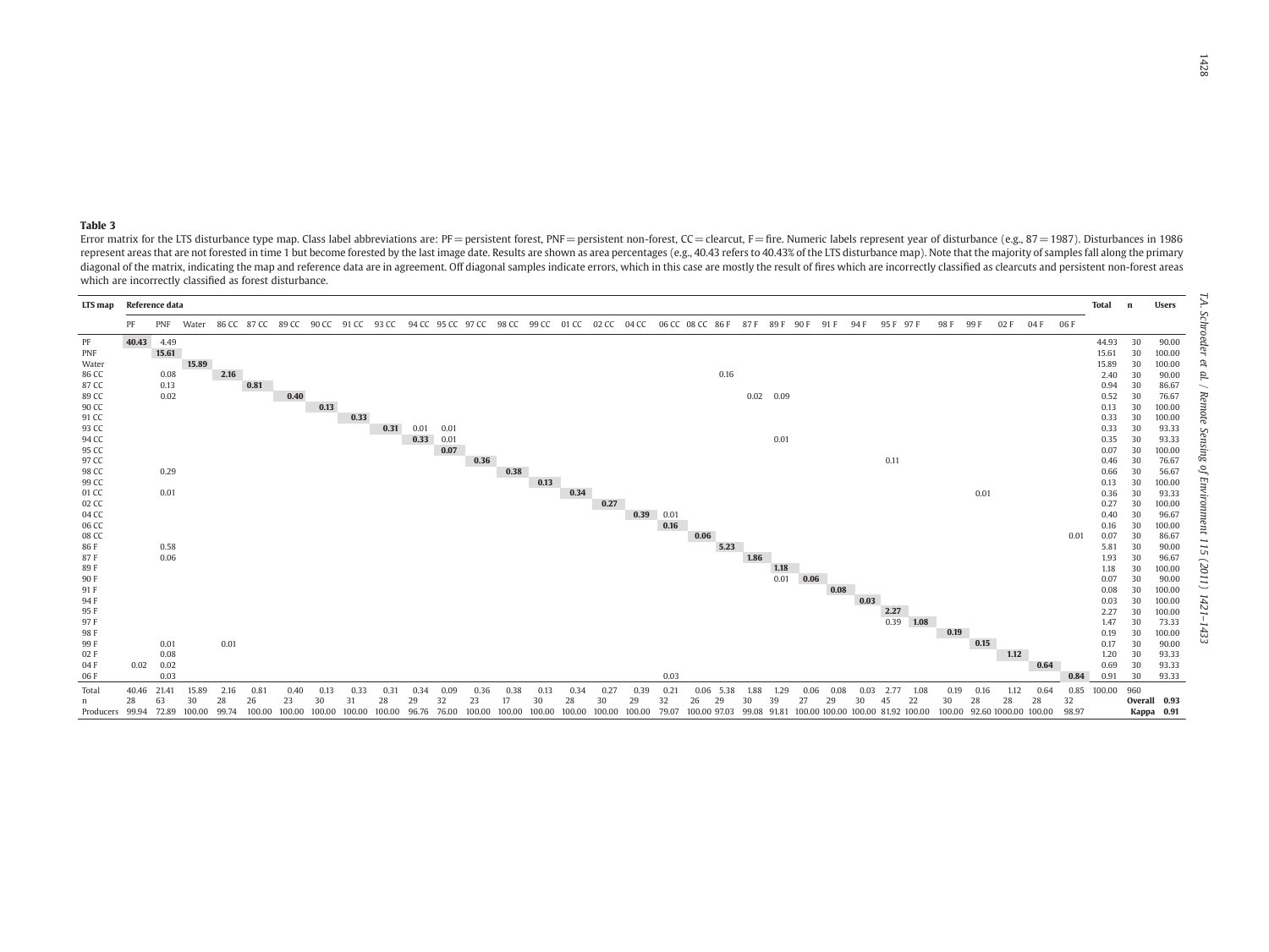**Table 3**

Error matrix for the LTS disturbance type map. Class label abbreviations are: PF = persistent forest, PNF = persistent non-forest, CC = clearcut, F = fire. Numeric labels represent year of disturbance (e.g., 87 = 1987). Disturbances in 1986 represent areas that are not forested in time 1 but become forested by the last image date. Results are shown as area percentages (e.g., 40.43 refers to 40.43% of the LTS disturbance map). Note that the majority of samples fall along the primary diagonal of the matrix, indicating the map and reference data are in agreement. Off diagonal samples indicate errors, which in this case are mostly the result of fires which are incorrectly classified as clearcuts and persistent non-forest areas which are incorrectly classified as forest disturbance.

| LTS map | Reference data | | | | | | | | | | | | | | | | | | | | | | | | | | | | | | | | Total | n | Users |
|---|---|---|---|---|---|---|---|---|---|---|---|---|---|---|---|---|---|---|---|---|---|---|---|---|---|---|---|---|---|---|---|---|---|---|---|
| | PF | PNF | Water | 86 CC | 87 CC | 89 CC | 90 CC | 91 CC | 93 CC | 94 CC | 95 CC | 97 CC | 98 CC | 99 CC | 01 CC | 02 CC | 04 CC | 06 CC | 08 CC | 86 F | 87 F | 89 F | 90 F | 91 F | 94 F | 95 F | 97 F | 98 F | 99 F | 02 F | 04 F | 06 F | | | |
| PF | **40.43** | 4.49 | | | | | | | | | | | | | | | | | | | | | | | | | | | | | | | 44.93 | 30 | 90.00 |
| PNF | | **15.61** | | | | | | | | | | | | | | | | | | | | | | | | | | | | | | | 15.61 | 30 | 100.00 |
| Water | | | **15.89** | | | | | | | | | | | | | | | | | | | | | | | | | | | | | | 15.89 | 30 | 100.00 |
| 86 CC | | 0.08 | | **2.16** | | | | | | | | | | | | | | | | 0.16 | | | | | | | | | | | | | 2.40 | 30 | 90.00 |
| 87 CC | | 0.13 | | | **0.81** | | | | | | | | | | | | | | | | | | | | | | | | | | | | 0.94 | 30 | 86.67 |
| 89 CC | | 0.02 | | | | **0.40** | | | | | | | | | | | | | | | 0.02 | 0.09 | | | | | | | | | | | 0.52 | 30 | 76.67 |
| 90 CC | | | | | | | **0.13** | | | | | | | | | | | | | | | | | | | | | | | | | | 0.13 | 30 | 100.00 |
| 91 CC | | | | | | | | **0.33** | | | | | | | | | | | | | | | | | | | | | | | | | 0.33 | 30 | 100.00 |
| 93 CC | | | | | | | | | **0.31** | 0.01 | 0.01 | | | | | | | | | | | | | | | | | | | | | | 0.33 | 30 | 93.33 |
| 94 CC | | | | | | | | | | **0.33** | 0.01 | | | | | | | | | | | 0.01 | | | | | | | | | | | 0.35 | 30 | 93.33 |
| 95 CC | | | | | | | | | | | **0.07** | | | | | | | | | | | | | | | | | | | | | | 0.07 | 30 | 100.00 |
| 97 CC | | | | | | | | | | | | **0.36** | | | | | | | | | | | | | | 0.11 | | | | | | | 0.46 | 30 | 76.67 |
| 98 CC | | 0.29 | | | | | | | | | | | **0.38** | | | | | | | | | | | | | | | | | | | | 0.66 | 30 | 56.67 |
| 99 CC | | | | | | | | | | | | | | **0.13** | | | | | | | | | | | | | | | | | | | 0.13 | 30 | 100.00 |
| 01 CC | | 0.01 | | | | | | | | | | | | | **0.34** | | | | | | | | | | | | | | 0.01 | | | | 0.36 | 30 | 93.33 |
| 02 CC | | | | | | | | | | | | | | | | **0.27** | | | | | | | | | | | | | | | | | 0.27 | 30 | 100.00 |
| 04 CC | | | | | | | | | | | | | | | | | **0.39** | 0.01 | | | | | | | | | | | | | | | 0.40 | 30 | 96.67 |
| 06 CC | | | | | | | | | | | | | | | | | | **0.16** | | | | | | | | | | | | | | | 0.16 | 30 | 100.00 |
| 08 CC | | | | | | | | | | | | | | | | | | | **0.06** | | | | | | | | | | | | | 0.01 | 0.07 | 30 | 86.67 |
| 86 F | | 0.58 | | | | | | | | | | | | | | | | | | **5.23** | | | | | | | | | | | | | 5.81 | 30 | 90.00 |
| 87 F | | 0.06 | | | | | | | | | | | | | | | | | | | **1.86** | | | | | | | | | | | | 1.93 | 30 | 96.67 |
| 89 F | | | | | | | | | | | | | | | | | | | | | | **1.18** | | | | | | | | | | | 1.18 | 30 | 100.00 |
| 90 F | | | | | | | | | | | | | | | | | | | | | | 0.01 | **0.06** | | | | | | | | | | 0.07 | 30 | 90.00 |
| 91 F | | | | | | | | | | | | | | | | | | | | | | | | **0.08** | | | | | | | | | 0.08 | 30 | 100.00 |
| 94 F | | | | | | | | | | | | | | | | | | | | | | | | | **0.03** | | | | | | | | 0.03 | 30 | 100.00 |
| 95 F | | | | | | | | | | | | | | | | | | | | | | | | | | **2.27** | | | | | | | 2.27 | 30 | 100.00 |
| 97 F | | | | | | | | | | | | | | | | | | | | | | | | | | 0.39 | **1.08** | | | | | | 1.47 | 30 | 73.33 |
| 98 F | | | | | | | | | | | | | | | | | | | | | | | | | | | | **0.19** | | | | | 0.19 | 30 | 100.00 |
| 99 F | | 0.01 | | 0.01 | | | | | | | | | | | | | | | | | | | | | | | | | **0.15** | | | | 0.17 | 30 | 90.00 |
| 02 F | | 0.08 | | | | | | | | | | | | | | | | | | | | | | | | | | | | **1.12** | | | 1.20 | 30 | 93.33 |
| 04 F | 0.02 | 0.02 | | | | | | | | | | | | | | | | | | | | | | | | | | | | | **0.64** | | 0.69 | 30 | 93.33 |
| 06 F | | 0.03 | | | | | | | | | | | | | | | | 0.03 | | | | | | | | | | | | | | **0.84** | 0.91 | 30 | 93.33 |
| Total | 40.46 | 21.41 | 15.89 | 2.16 | 0.81 | 0.40 | 0.13 | 0.33 | 0.31 | 0.34 | 0.09 | 0.36 | 0.38 | 0.13 | 0.34 | 0.27 | 0.39 | 0.21 | 0.06 | 5.38 | 1.88 | 1.29 | 0.06 | 0.08 | 0.03 | 2.77 | 1.08 | 0.19 | 0.16 | 1.12 | 0.64 | 0.85 | 100.00 | 960 | |
| n | 28 | 63 | 30 | 28 | 26 | 23 | 30 | 31 | 28 | 29 | 32 | 23 | 17 | 30 | 28 | 30 | 29 | 32 | 26 | 29 | 30 | 39 | 27 | 29 | 30 | 45 | 22 | 30 | 28 | 28 | 28 | 32 | | **Overall** | **0.93** |
| Producers | 99.94 | 72.89 | 100.00 | 99.74 | 100.00 | 100.00 | 100.00 | 100.00 | 100.00 | 96.76 | 76.00 | 100.00 | 100.00 | 100.00 | 100.00 | 100.00 | 100.00 | 79.07 | 100.00 | 97.03 | 99.08 | 91.81 | 100.00 | 100.00 | 100.00 | 81.92 | 100.00 | 100.00 | 92.60 | 1000.00 | 100.00 | 98.97 | | **Kappa** | **0.91** |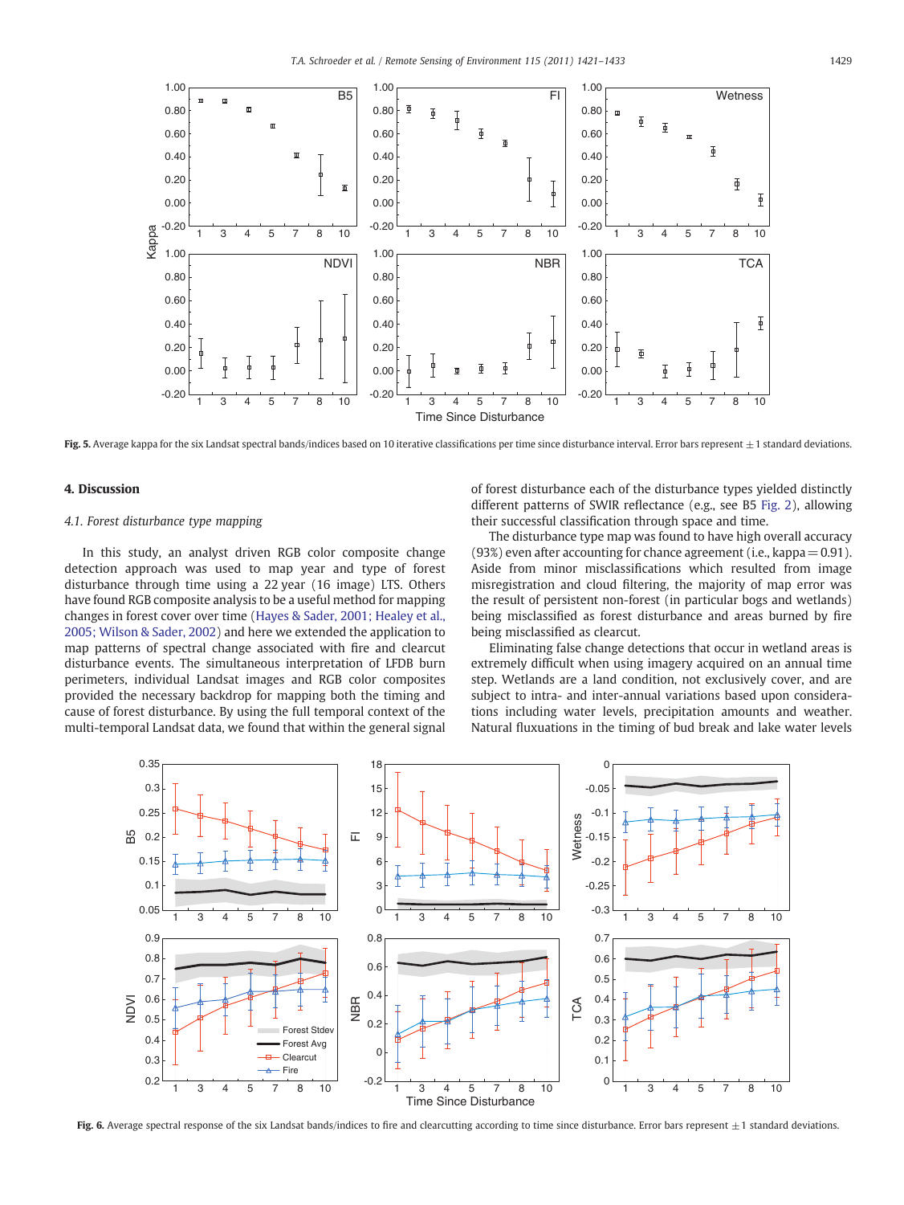Fig. 5. Average kappa for the six Landsat spectral bands/indices based on 10 iterative classifications per time since disturbance interval. Error bars represent ±1 standard deviations.

## 4. Discussion

### *4.1. Forest disturbance type mapping*

In this study, an analyst driven RGB color composite change detection approach was used to map year and type of forest disturbance through time using a 22 year (16 image) LTS. Others have found RGB composite analysis to be a useful method for mapping changes in forest cover over time (Hayes & Sader, 2001; Healey et al., 2005; Wilson & Sader, 2002) and here we extended the application to map patterns of spectral change associated with fire and clearcut disturbance events. The simultaneous interpretation of LFDB burn perimeters, individual Landsat images and RGB color composites provided the necessary backdrop for mapping both the timing and cause of forest disturbance. By using the full temporal context of the multi-temporal Landsat data, we found that within the general signal of forest disturbance each of the disturbance types yielded distinctly different patterns of SWIR reflectance (e.g., see B5 Fig. 2), allowing their successful classification through space and time.

The disturbance type map was found to have high overall accuracy (93%) even after accounting for chance agreement (i.e., kappa = 0.91). Aside from minor misclassifications which resulted from image misregistration and cloud filtering, the majority of map error was the result of persistent non-forest (in particular bogs and wetlands) being misclassified as forest disturbance and areas burned by fire being misclassified as clearcut.

Eliminating false change detections that occur in wetland areas is extremely difficult when using imagery acquired on an annual time step. Wetlands are a land condition, not exclusively cover, and are subject to intra- and inter-annual variations based upon considerations including water levels, precipitation amounts and weather. Natural fluxuations in the timing of bud break and lake water levels

Fig. 6. Average spectral response of the six Landsat bands/indices to fire and clearcutting according to time since disturbance. Error bars represent ±1 standard deviations.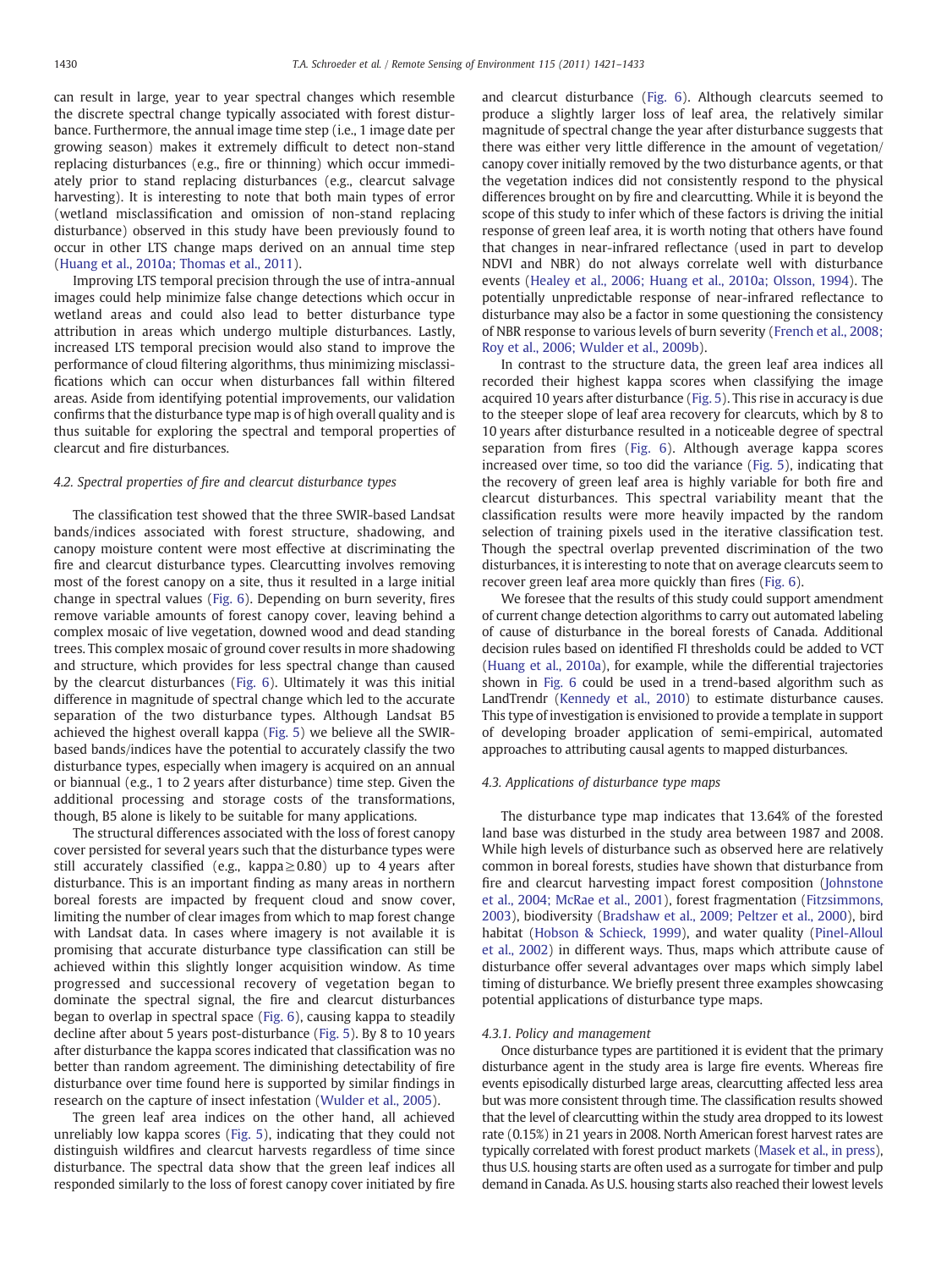can result in large, year to year spectral changes which resemble the discrete spectral change typically associated with forest disturbance. Furthermore, the annual image time step (i.e., 1 image date per growing season) makes it extremely difficult to detect non-stand replacing disturbances (e.g., fire or thinning) which occur immediately prior to stand replacing disturbances (e.g., clearcut salvage harvesting). It is interesting to note that both main types of error (wetland misclassification and omission of non-stand replacing disturbance) observed in this study have been previously found to occur in other LTS change maps derived on an annual time step (Huang et al., 2010a; Thomas et al., 2011).

Improving LTS temporal precision through the use of intra-annual images could help minimize false change detections which occur in wetland areas and could also lead to better disturbance type attribution in areas which undergo multiple disturbances. Lastly, increased LTS temporal precision would also stand to improve the performance of cloud filtering algorithms, thus minimizing misclassifications which can occur when disturbances fall within filtered areas. Aside from identifying potential improvements, our validation confirms that the disturbance type map is of high overall quality and is thus suitable for exploring the spectral and temporal properties of clearcut and fire disturbances.

### 4.2. Spectral properties of fire and clearcut disturbance types

The classification test showed that the three SWIR-based Landsat bands/indices associated with forest structure, shadowing, and canopy moisture content were most effective at discriminating the fire and clearcut disturbance types. Clearcutting involves removing most of the forest canopy on a site, thus it resulted in a large initial change in spectral values (Fig. 6). Depending on burn severity, fires remove variable amounts of forest canopy cover, leaving behind a complex mosaic of live vegetation, downed wood and dead standing trees. This complex mosaic of ground cover results in more shadowing and structure, which provides for less spectral change than caused by the clearcut disturbances (Fig. 6). Ultimately it was this initial difference in magnitude of spectral change which led to the accurate separation of the two disturbance types. Although Landsat B5 achieved the highest overall kappa (Fig. 5) we believe all the SWIR-based bands/indices have the potential to accurately classify the two disturbance types, especially when imagery is acquired on an annual or biannual (e.g., 1 to 2 years after disturbance) time step. Given the additional processing and storage costs of the transformations, though, B5 alone is likely to be suitable for many applications.

The structural differences associated with the loss of forest canopy cover persisted for several years such that the disturbance types were still accurately classified (e.g., kappa ≥ 0.80) up to 4 years after disturbance. This is an important finding as many areas in northern boreal forests are impacted by frequent cloud and snow cover, limiting the number of clear images from which to map forest change with Landsat data. In cases where imagery is not available it is promising that accurate disturbance type classification can still be achieved within this slightly longer acquisition window. As time progressed and successional recovery of vegetation began to dominate the spectral signal, the fire and clearcut disturbances began to overlap in spectral space (Fig. 6), causing kappa to steadily decline after about 5 years post-disturbance (Fig. 5). By 8 to 10 years after disturbance the kappa scores indicated that classification was no better than random agreement. The diminishing detectability of fire disturbance over time found here is supported by similar findings in research on the capture of insect infestation (Wulder et al., 2005).

The green leaf area indices on the other hand, all achieved unreliably low kappa scores (Fig. 5), indicating that they could not distinguish wildfires and clearcut harvests regardless of time since disturbance. The spectral data show that the green leaf indices all responded similarly to the loss of forest canopy cover initiated by fire and clearcut disturbance (Fig. 6). Although clearcuts seemed to produce a slightly larger loss of leaf area, the relatively similar magnitude of spectral change the year after disturbance suggests that there was either very little difference in the amount of vegetation/canopy cover initially removed by the two disturbance agents, or that the vegetation indices did not consistently respond to the physical differences brought on by fire and clearcutting. While it is beyond the scope of this study to infer which of these factors is driving the initial response of green leaf area, it is worth noting that others have found that changes in near-infrared reflectance (used in part to develop NDVI and NBR) do not always correlate well with disturbance events (Healey et al., 2006; Huang et al., 2010a; Olsson, 1994). The potentially unpredictable response of near-infrared reflectance to disturbance may also be a factor in some questioning the consistency of NBR response to various levels of burn severity (French et al., 2008; Roy et al., 2006; Wulder et al., 2009b).

In contrast to the structure data, the green leaf area indices all recorded their highest kappa scores when classifying the image acquired 10 years after disturbance (Fig. 5). This rise in accuracy is due to the steeper slope of leaf area recovery for clearcuts, which by 8 to 10 years after disturbance resulted in a noticeable degree of spectral separation from fires (Fig. 6). Although average kappa scores increased over time, so too did the variance (Fig. 5), indicating that the recovery of green leaf area is highly variable for both fire and clearcut disturbances. This spectral variability meant that the classification results were more heavily impacted by the random selection of training pixels used in the iterative classification test. Though the spectral overlap prevented discrimination of the two disturbances, it is interesting to note that on average clearcuts seem to recover green leaf area more quickly than fires (Fig. 6).

We foresee that the results of this study could support amendment of current change detection algorithms to carry out automated labeling of cause of disturbance in the boreal forests of Canada. Additional decision rules based on identified FI thresholds could be added to VCT (Huang et al., 2010a), for example, while the differential trajectories shown in Fig. 6 could be used in a trend-based algorithm such as LandTrendr (Kennedy et al., 2010) to estimate disturbance causes. This type of investigation is envisioned to provide a template in support of developing broader application of semi-empirical, automated approaches to attributing causal agents to mapped disturbances.

### 4.3. Applications of disturbance type maps

The disturbance type map indicates that 13.64% of the forested land base was disturbed in the study area between 1987 and 2008. While high levels of disturbance such as observed here are relatively common in boreal forests, studies have shown that disturbance from fire and clearcut harvesting impact forest composition (Johnstone et al., 2004; McRae et al., 2001), forest fragmentation (Fitzsimmons, 2003), biodiversity (Bradshaw et al., 2009; Peltzer et al., 2000), bird habitat (Hobson & Schieck, 1999), and water quality (Pinel-Alloul et al., 2002) in different ways. Thus, maps which attribute cause of disturbance offer several advantages over maps which simply label timing of disturbance. We briefly present three examples showcasing potential applications of disturbance type maps.

#### 4.3.1. Policy and management

Once disturbance types are partitioned it is evident that the primary disturbance agent in the study area is large fire events. Whereas fire events episodically disturbed large areas, clearcutting affected less area but was more consistent through time. The classification results showed that the level of clearcutting within the study area dropped to its lowest rate (0.15%) in 21 years in 2008. North American forest harvest rates are typically correlated with forest product markets (Masek et al., in press), thus U.S. housing starts are often used as a surrogate for timber and pulp demand in Canada. As U.S. housing starts also reached their lowest levels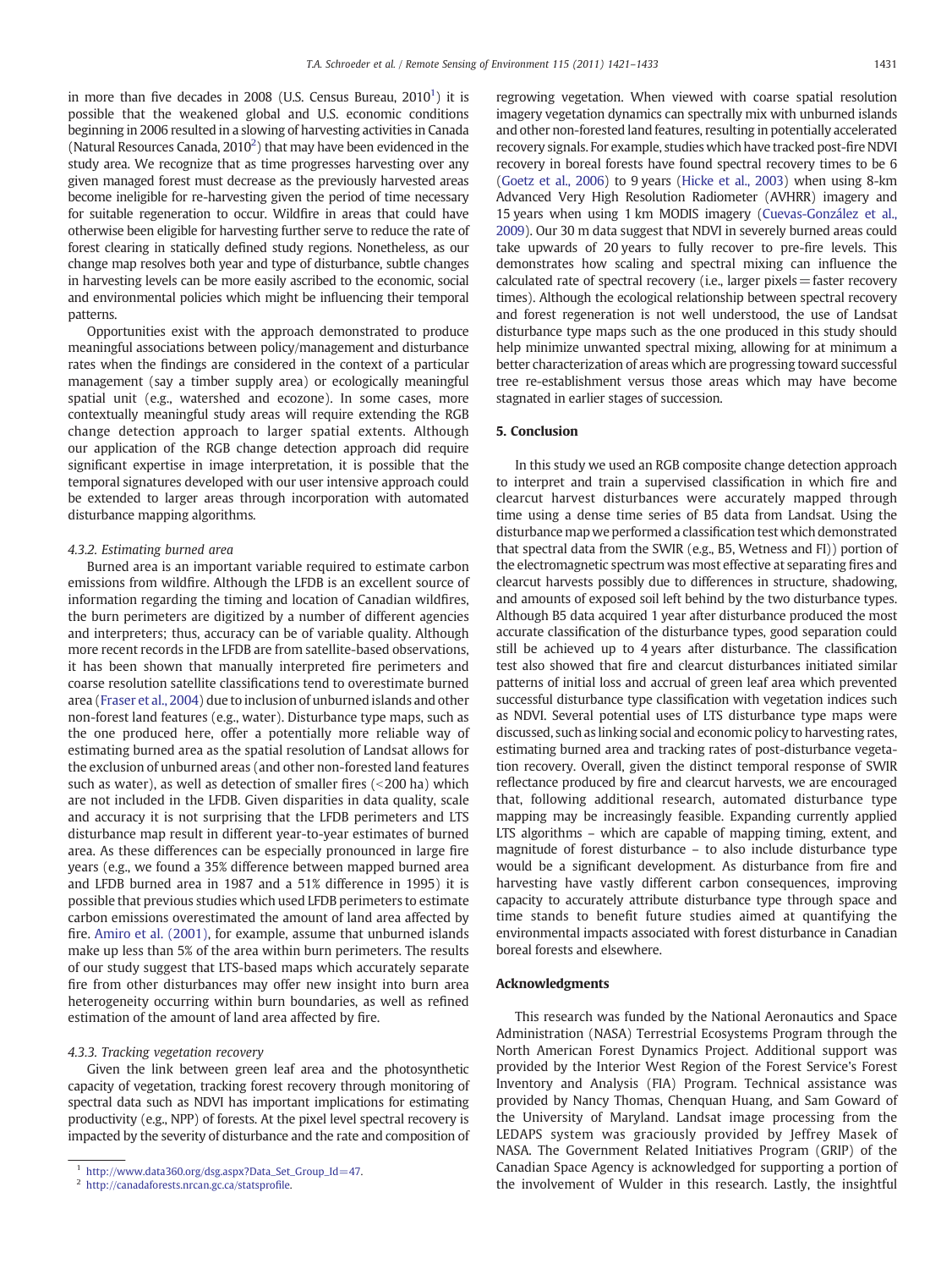in more than five decades in 2008 (U.S. Census Bureau, 2010[1]) it is possible that the weakened global and U.S. economic conditions beginning in 2006 resulted in a slowing of harvesting activities in Canada (Natural Resources Canada, 2010[2]) that may have been evidenced in the study area. We recognize that as time progresses harvesting over any given managed forest must decrease as the previously harvested areas become ineligible for re-harvesting given the period of time necessary for suitable regeneration to occur. Wildfire in areas that could have otherwise been eligible for harvesting further serve to reduce the rate of forest clearing in statically defined study regions. Nonetheless, as our change map resolves both year and type of disturbance, subtle changes in harvesting levels can be more easily ascribed to the economic, social and environmental policies which might be influencing their temporal patterns.

Opportunities exist with the approach demonstrated to produce meaningful associations between policy/management and disturbance rates when the findings are considered in the context of a particular management (say a timber supply area) or ecologically meaningful spatial unit (e.g., watershed and ecozone). In some cases, more contextually meaningful study areas will require extending the RGB change detection approach to larger spatial extents. Although our application of the RGB change detection approach did require significant expertise in image interpretation, it is possible that the temporal signatures developed with our user intensive approach could be extended to larger areas through incorporation with automated disturbance mapping algorithms.

#### 4.3.2. Estimating burned area

Burned area is an important variable required to estimate carbon emissions from wildfire. Although the LFDB is an excellent source of information regarding the timing and location of Canadian wildfires, the burn perimeters are digitized by a number of different agencies and interpreters; thus, accuracy can be of variable quality. Although more recent records in the LFDB are from satellite-based observations, it has been shown that manually interpreted fire perimeters and coarse resolution satellite classifications tend to overestimate burned area (Fraser et al., 2004) due to inclusion of unburned islands and other non-forest land features (e.g., water). Disturbance type maps, such as the one produced here, offer a potentially more reliable way of estimating burned area as the spatial resolution of Landsat allows for the exclusion of unburned areas (and other non-forested land features such as water), as well as detection of smaller fires (<200 ha) which are not included in the LFDB. Given disparities in data quality, scale and accuracy it is not surprising that the LFDB perimeters and LTS disturbance map result in different year-to-year estimates of burned area. As these differences can be especially pronounced in large fire years (e.g., we found a 35% difference between mapped burned area and LFDB burned area in 1987 and a 51% difference in 1995) it is possible that previous studies which used LFDB perimeters to estimate carbon emissions overestimated the amount of land area affected by fire. Amiro et al. (2001), for example, assume that unburned islands make up less than 5% of the area within burn perimeters. The results of our study suggest that LTS-based maps which accurately separate fire from other disturbances may offer new insight into burn area heterogeneity occurring within burn boundaries, as well as refined estimation of the amount of land area affected by fire.

#### 4.3.3. Tracking vegetation recovery

Given the link between green leaf area and the photosynthetic capacity of vegetation, tracking forest recovery through monitoring of spectral data such as NDVI has important implications for estimating productivity (e.g., NPP) of forests. At the pixel level spectral recovery is impacted by the severity of disturbance and the rate and composition of regrowing vegetation. When viewed with coarse spatial resolution imagery vegetation dynamics can spectrally mix with unburned islands and other non-forested land features, resulting in potentially accelerated recovery signals. For example, studies which have tracked post-fire NDVI recovery in boreal forests have found spectral recovery times to be 6 (Goetz et al., 2006) to 9 years (Hicke et al., 2003) when using 8-km Advanced Very High Resolution Radiometer (AVHRR) imagery and 15 years when using 1 km MODIS imagery (Cuevas-González et al., 2009). Our 30 m data suggest that NDVI in severely burned areas could take upwards of 20 years to fully recover to pre-fire levels. This demonstrates how scaling and spectral mixing can influence the calculated rate of spectral recovery (i.e., larger pixels = faster recovery times). Although the ecological relationship between spectral recovery and forest regeneration is not well understood, the use of Landsat disturbance type maps such as the one produced in this study should help minimize unwanted spectral mixing, allowing for at minimum a better characterization of areas which are progressing toward successful tree re-establishment versus those areas which may have become stagnated in earlier stages of succession.

## 5. Conclusion

In this study we used an RGB composite change detection approach to interpret and train a supervised classification in which fire and clearcut harvest disturbances were accurately mapped through time using a dense time series of B5 data from Landsat. Using the disturbance map we performed a classification test which demonstrated that spectral data from the SWIR (e.g., B5, Wetness and FI)) portion of the electromagnetic spectrum was most effective at separating fires and clearcut harvests possibly due to differences in structure, shadowing, and amounts of exposed soil left behind by the two disturbance types. Although B5 data acquired 1 year after disturbance produced the most accurate classification of the disturbance types, good separation could still be achieved up to 4 years after disturbance. The classification test also showed that fire and clearcut disturbances initiated similar patterns of initial loss and accrual of green leaf area which prevented successful disturbance type classification with vegetation indices such as NDVI. Several potential uses of LTS disturbance type maps were discussed, such as linking social and economic policy to harvesting rates, estimating burned area and tracking rates of post-disturbance vegetation recovery. Overall, given the distinct temporal response of SWIR reflectance produced by fire and clearcut harvests, we are encouraged that, following additional research, automated disturbance type mapping may be increasingly feasible. Expanding currently applied LTS algorithms – which are capable of mapping timing, extent, and magnitude of forest disturbance – to also include disturbance type would be a significant development. As disturbance from fire and harvesting have vastly different carbon consequences, improving capacity to accurately attribute disturbance type through space and time stands to benefit future studies aimed at quantifying the environmental impacts associated with forest disturbance in Canadian boreal forests and elsewhere.

## Acknowledgments

This research was funded by the National Aeronautics and Space Administration (NASA) Terrestrial Ecosystems Program through the North American Forest Dynamics Project. Additional support was provided by the Interior West Region of the Forest Service's Forest Inventory and Analysis (FIA) Program. Technical assistance was provided by Nancy Thomas, Chenquan Huang, and Sam Goward of the University of Maryland. Landsat image processing from the LEDAPS system was graciously provided by Jeffrey Masek of NASA. The Government Related Initiatives Program (GRIP) of the Canadian Space Agency is acknowledged for supporting a portion of the involvement of Wulder in this research. Lastly, the insightful

[1] http://www.data360.org/dsg.aspx?Data_Set_Group_Id=47.

[2] http://canadaforests.nrcan.gc.ca/statsprofile.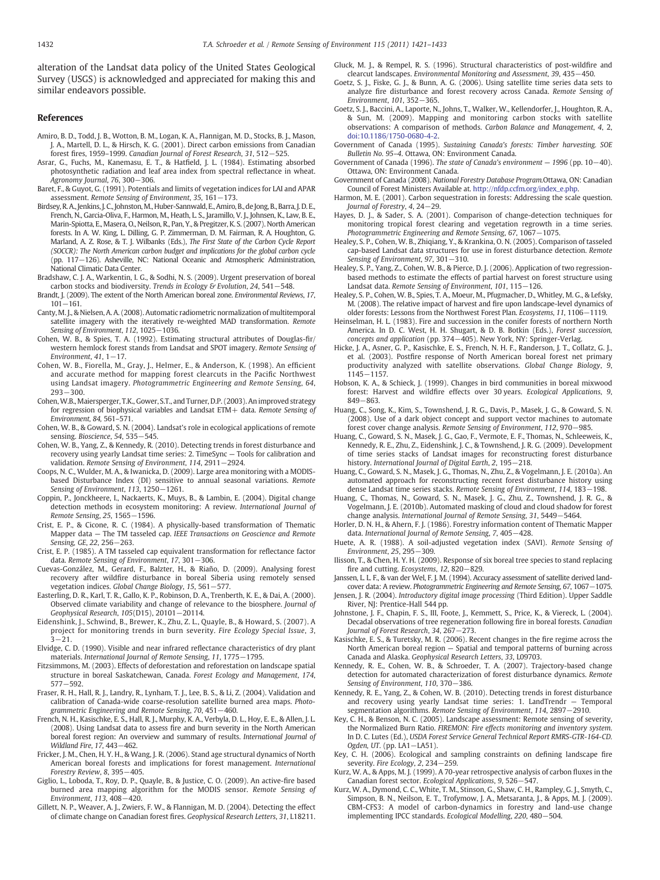alteration of the Landsat data policy of the United States Geological Survey (USGS) is acknowledged and appreciated for making this and similar endeavors possible.

## References

Amiro, B. D., Todd, J. B., Wotton, B. M., Logan, K. A., Flannigan, M. D., Stocks, B. J., Mason, J. A., Martell, D. L., & Hirsch, K. G. (2001). Direct carbon emissions from Canadian forest fires, 1959–1999. *Canadian Journal of Forest Research*, *31*, 512−525.

Asrar, G., Fuchs, M., Kanemasu, E. T., & Hatfield, J. L. (1984). Estimating absorbed photosynthetic radiation and leaf area index from spectral reflectance in wheat. *Agronomy Journal*, *76*, 300−306.

Baret, F., & Guyot, G. (1991). Potentials and limits of vegetation indices for LAI and APAR assessment. *Remote Sensing of Environment*, *35*, 161−173.

Birdsey, R. A., Jenkins, J. C., Johnston, M., Huber-Sannwald, E., Amiro, B., de Jong, B., Barra, J. D. E., French, N., Garcia-Oliva, F., Harmon, M., Heath, L. S., Jaramillo, V. J., Johnsen, K., Law, B. E., Marin-Spiotta, E., Masera, O., Neilson, R., Pan, Y., & Pregitzer, K. S. (2007). North American forests. In A. W. King, L. Dilling, G. P. Zimmerman, D. M. Fairman, R. A. Houghton, G. Marland, A. Z. Rose, & T. J. Wilbanks (Eds.), *The First State of the Carbon Cycle Report (SOCCR): The North American carbon budget and implications for the global carbon cycle* (pp. 117−126). Asheville, NC: National Oceanic and Atmospheric Administration, National Climatic Data Center.

Bradshaw, C. J. A., Warkentin, I. G., & Sodhi, N. S. (2009). Urgent preservation of boreal carbon stocks and biodiversity. *Trends in Ecology & Evolution*, *24*, 541−548.

Brandt, J. (2009). The extent of the North American boreal zone. *Environmental Reviews*, *17*, 101−161.

Canty, M. J., & Nielsen, A. A. (2008). Automatic radiometric normalization of multitemporal satellite imagery with the iteratively re-weighted MAD transformation. *Remote Sensing of Environment*, *112*, 1025−1036.

Cohen, W. B., & Spies, T. A. (1992). Estimating structural attributes of Douglas-fir/western hemlock forest stands from Landsat and SPOT imagery. *Remote Sensing of Environment*, *41*, 1−17.

Cohen, W. B., Fiorella, M., Gray, J., Helmer, E., & Anderson, K. (1998). An efficient and accurate method for mapping forest clearcuts in the Pacific Northwest using Landsat imagery. *Photogrammetric Engineering and Remote Sensing*, *64*, 293−300.

Cohen, W.B., Maiersperger, T.K., Gower, S.T., and Turner, D.P. (2003). An improved strategy for regression of biophysical variables and Landsat ETM+ data. *Remote Sensing of Environment*, *84*, 561–571.

Cohen, W. B., & Goward, S. N. (2004). Landsat's role in ecological applications of remote sensing. *Bioscience*, *54*, 535−545.

Cohen, W. B., Yang, Z., & Kennedy, R. (2010). Detecting trends in forest disturbance and recovery using yearly Landsat time series: 2. TimeSync — Tools for calibration and validation. *Remote Sensing of Environment*, *114*, 2911−2924.

Coops, N. C., Wulder, M. A., & Iwanicka, D. (2009). Large area monitoring with a MODIS-based Disturbance Index (DI) sensitive to annual seasonal variations. *Remote Sensing of Environment*, *113*, 1250−1261.

Coppin, P., Jonckheere, I., Nackaerts, K., Muys, B., & Lambin, E. (2004). Digital change detection methods in ecosystem monitoring: A review. *International Journal of Remote Sensing*, *25*, 1565−1596.

Crist, E. P., & Cicone, R. C. (1984). A physically-based transformation of Thematic Mapper data — The TM tasseled cap. *IEEE Transactions on Geoscience and Remote Sensing*, *GE*, *22*, 256−263.

Crist, E. P. (1985). A TM tasseled cap equivalent transformation for reflectance factor data. *Remote Sensing of Environment*, *17*, 301−306.

Cuevas-González, M., Gerard, F., Balzter, H., & Riaño, D. (2009). Analysing forest recovery after wildfire disturbance in boreal Siberia using remotely sensed vegetation indices. *Global Change Biology*, *15*, 561−577.

Easterling, D. R., Karl, T. R., Gallo, K. P., Robinson, D. A., Trenberth, K. E., & Dai, A. (2000). Observed climate variability and change of relevance to the biosphere. *Journal of Geophysical Research*, *105*(D15), 20101−20114.

Eidenshink, J., Schwind, B., Brewer, K., Zhu, Z. L., Quayle, B., & Howard, S. (2007). A project for monitoring trends in burn severity. *Fire Ecology Special Issue*, *3*, 3−21.

Elvidge, C. D. (1990). Visible and near infrared reflectance characteristics of dry plant materials. *International Journal of Remote Sensing*, *11*, 1775−1795.

Fitzsimmons, M. (2003). Effects of deforestation and reforestation on landscape spatial structure in boreal Saskatchewan, Canada. *Forest Ecology and Management*, *174*, 577−592.

Fraser, R. H., Hall, R. J., Landry, R., Lynham, T. J., Lee, B. S., & Li, Z. (2004). Validation and calibration of Canada-wide coarse-resolution satellite burned area maps. *Photogrammetric Engineering and Remote Sensing*, *70*, 451−460.

French, N. H., Kasischke, E. S., Hall, R. J., Murphy, K. A., Verbyla, D. L., Hoy, E. E., & Allen, J. L. (2008). Using Landsat data to assess fire and burn severity in the North American boreal forest region: An overview and summary of results. *International Journal of Wildland Fire*, *17*, 443−462.

Fricker, J. M., Chen, H. Y. H., & Wang, J. R. (2006). Stand age structural dynamics of North American boreal forests and implications for forest management. *International Forestry Review*, *8*, 395−405.

Giglio, L., Loboda, T., Roy, D. P., Quayle, B., & Justice, C. O. (2009). An active-fire based burned area mapping algorithm for the MODIS sensor. *Remote Sensing of Environment*, *113*, 408−420.

Gillett, N. P., Weaver, A. J., Zwiers, F. W., & Flannigan, M. D. (2004). Detecting the effect of climate change on Canadian forest fires. *Geophysical Research Letters*, *31*, L18211.

Gluck, M. J., & Rempel, R. S. (1996). Structural characteristics of post-wildfire and clearcut landscapes. *Environmental Monitoring and Assessment*, *39*, 435−450.

Goetz, S. J., Fiske, G. J., & Bunn, A. G. (2006). Using satellite time series data sets to analyze fire disturbance and forest recovery across Canada. *Remote Sensing of Environment*, *101*, 352−365.

Goetz, S. J., Baccini, A., Laporte, N., Johns, T., Walker, W., Kellendorfer, J., Houghton, R. A., & Sun, M. (2009). Mapping and monitoring carbon stocks with satellite observations: A comparison of methods. *Carbon Balance and Management*, *4*, 2, doi:10.1186/1750-0680-4-2.

Government of Canada (1995). *Sustaining Canada's forests: Timber harvesting. SOE Bulletin No. 95–4*. Ottawa, ON: Environment Canada.

Government of Canada (1996). *The state of Canada's environment — 1996* (pp. 10−40). Ottawa, ON: Environment Canada.

Government of Canada (2008). *National Forestry Database Program.*Ottawa, ON: Canadian Council of Forest Ministers Available at. http://nfdp.ccfm.org/index_e.php.

Harmon, M. E. (2001). Carbon sequestration in forests: Addressing the scale question. *Journal of Forestry*, *4*, 24−29.

Hayes, D. J., & Sader, S. A. (2001). Comparison of change-detection techniques for monitoring tropical forest clearing and vegetation regrowth in a time series. *Photogrammetric Engineering and Remote Sensing*, *67*, 1067−1075.

Healey, S. P., Cohen, W. B., Zhiqiang, Y., & Krankina, O. N. (2005). Comparison of tasseled cap-based Landsat data structures for use in forest disturbance detection. *Remote Sensing of Environment*, *97*, 301−310.

Healey, S. P., Yang, Z., Cohen, W. B., & Pierce, D. J. (2006). Application of two regression-based methods to estimate the effects of partial harvest on forest structure using Landsat data. *Remote Sensing of Environment*, *101*, 115−126.

Healey, S. P., Cohen, W. B., Spies, T. A., Moeur, M., Pfugmacher, D., Whitley, M. G., & Lefsky, M. (2008). The relative impact of harvest and fire upon landscape-level dynamics of older forests: Lessons from the Northwest Forest Plan. *Ecosystems*, *11*, 1106−1119.

Heinselman, H. L. (1983). Fire and succession in the conifer forests of northern North America. In D. C. West, H. H. Shugart, & D. B. Botkin (Eds.), *Forest succession, concepts and application* (pp. 374−405). New York, NY: Springer-Verlag.

Hicke, J. A., Asner, G. P., Kasischke, E. S., French, N. H. F., Randerson, J. T., Collatz, G. J., et al. (2003). Postfire response of North American boreal forest net primary productivity analyzed with satellite observations. *Global Change Biology*, *9*, 1145−1157.

Hobson, K. A., & Schieck, J. (1999). Changes in bird communities in boreal mixwood forest: Harvest and wildfire effects over 30 years. *Ecological Applications*, *9*, 849−863.

Huang, C., Song, K., Kim, S., Townshend, J. R. G., Davis, P., Masek, J. G., & Goward, S. N. (2008). Use of a dark object concept and support vector machines to automate forest cover change analysis. *Remote Sensing of Environment*, *112*, 970−985.

Huang, C., Goward, S. N., Masek, J. G., Gao, F., Vermote, E. F., Thomas, N., Schleeweis, K., Kennedy, R. E., Zhu, Z., Eidenshink, J. C., & Townshend, J. R. G. (2009). Development of time series stacks of Landsat images for reconstructing forest disturbance history. *International Journal of Digital Earth*, *2*, 195−218.

Huang, C., Goward, S. N., Masek, J. G., Thomas, N., Zhu, Z., & Vogelmann, J. E. (2010a). An automated approach for reconstructing recent forest disturbance history using dense Landsat time series stacks. *Remote Sensing of Environment*, *114*, 183−198.

Huang, C., Thomas, N., Goward, S. N., Masek, J. G., Zhu, Z., Townshend, J. R. G., & Vogelmann, J. E. (2010b). Automated masking of cloud and cloud shadow for forest change analysis. *International Journal of Remote Sensing*, *31*, 5449−5464.

Horler, D. N. H., & Ahern, F. J. (1986). Forestry information content of Thematic Mapper data. *International Journal of Remote Sensing*, *7*, 405−428.

Huete, A. R. (1988). A soil-adjusted vegetation index (SAVI). *Remote Sensing of Environment*, *25*, 295−309.

Ilisson, T., & Chen, H. Y. H. (2009). Response of six boreal tree species to stand replacing fire and cutting. *Ecosystems*, *12*, 820−829.

Janssen, L. L. F., & van der Wel, F. J. M. (1994). Accuracy assessment of satellite derived land-cover data: A review. *Photogrammetric Engineering and Remote Sensing*, *67*, 1067−1075.

Jensen, J. R. (2004). *Introductory digital image processing* (Third Edition). Upper Saddle River, NJ: Prentice-Hall 544 pp.

Johnstone, J. F., Chapin, F. S., III, Foote, J., Kemmett, S., Price, K., & Viereck, L. (2004). Decadal observations of tree regeneration following fire in boreal forests. *Canadian Journal of Forest Research*, *34*, 267−273.

Kasischke, E. S., & Turetsky, M. R. (2006). Recent changes in the fire regime across the North American boreal region — Spatial and temporal patterns of burning across Canada and Alaska. *Geophysical Research Letters*, *33*, L09703.

Kennedy, R. E., Cohen, W. B., & Schroeder, T. A. (2007). Trajectory-based change detection for automated characterization of forest disturbance dynamics. *Remote Sensing of Environment*, *110*, 370−386.

Kennedy, R. E., Yang, Z., & Cohen, W. B. (2010). Detecting trends in forest disturbance and recovery using yearly Landsat time series: 1. LandTrendr — Temporal segmentation algorithms. *Remote Sensing of Environment*, *114*, 2897−2910.

Key, C. H., & Benson, N. C. (2005). Landscape assessment: Remote sensing of severity, the Normalized Burn Ratio. *FIREMON: Fire effects monitoring and inventory system.* In D. C. Lutes (Ed.), *USDA Forest Service General Technical Report RMRS-GTR-164-CD. Ogden, UT*. (pp. LA1−LA51).

Key, C. H. (2006). Ecological and sampling constraints on defining landscape fire severity. *Fire Ecology*, *2*, 234−259.

Kurz, W. A., & Apps, M. J. (1999). A 70-year retrospective analysis of carbon fluxes in the Canadian forest sector. *Ecological Applications*, *9*, 526−547.

Kurz, W. A., Dymond, C. C., White, T. M., Stinson, G., Shaw, C. H., Rampley, G. J., Smyth, C., Simpson, B. N., Neilson, E. T., Trofymow, J. A., Metsaranta, J., & Apps, M. J. (2009). CBM-CFS3: A model of carbon-dynamics in forestry and land-use change implementing IPCC standards. *Ecological Modelling*, *220*, 480−504.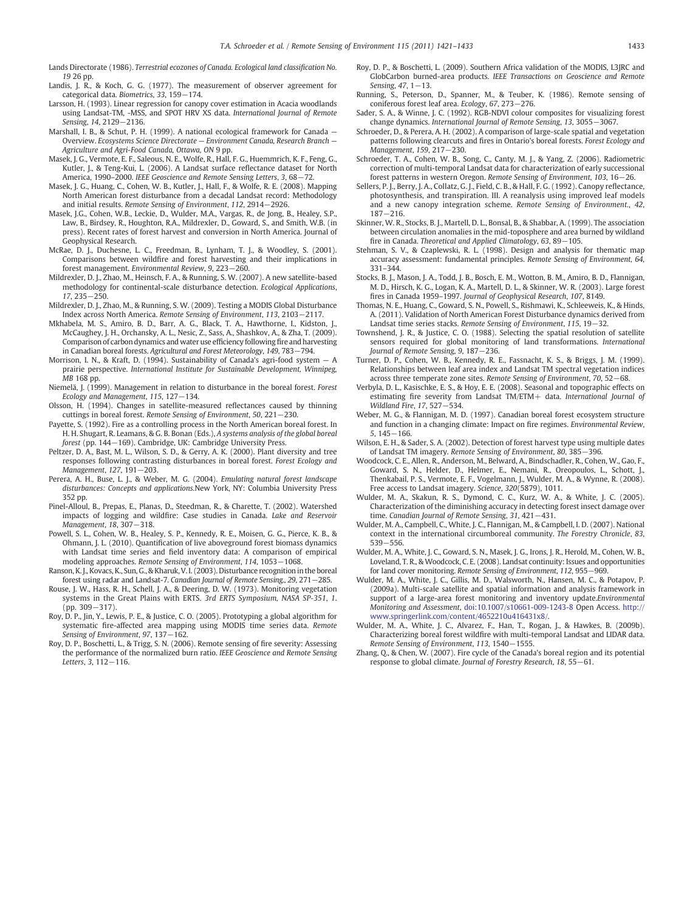Lands Directorate (1986). *Terrestrial ecozones of Canada. Ecological land classification No. 19* 26 pp.

Landis, J. R., & Koch, G. G. (1977). The measurement of observer agreement for categorical data. *Biometrics*, *33*, 159−174.

Larsson, H. (1993). Linear regression for canopy cover estimation in Acacia woodlands using Landsat-TM, -MSS, and SPOT HRV XS data. *International Journal of Remote Sensing*, *14*, 2129−2136.

Marshall, I. B., & Schut, P. H. (1999). A national ecological framework for Canada — Overview. *Ecosystems Science Directorate — Environment Canada, Research Branch — Agriculture and Agri-Food Canada, Ottawa, ON* 9 pp.

Masek, J. G., Vermote, E. F., Saleous, N. E., Wolfe, R., Hall, F. G., Huemmrich, K. F., Feng, G., Kutler, J., & Teng-Kui, L. (2006). A Landsat surface reflectance dataset for North America, 1990–2000. *IEEE Geoscience and Remote Sensing Letters*, *3*, 68−72.

Masek, J. G., Huang, C., Cohen, W. B., Kutler, J., Hall, F., & Wolfe, R. E. (2008). Mapping North American forest disturbance from a decadal Landsat record: Methodology and initial results. *Remote Sensing of Environment*, *112*, 2914−2926.

Masek, J.G., Cohen, W.B., Leckie, D., Wulder, M.A., Vargas, R., de Jong, B., Healey, S.P., Law, B., Birdsey, R., Houghton, R.A., Mildrexler, D., Goward, S., and Smith, W.B. (in press). Recent rates of forest harvest and conversion in North America. Journal of Geophysical Research.

McRae, D. J., Duchesne, L. C., Freedman, B., Lynham, T. J., & Woodley, S. (2001). Comparisons between wildfire and forest harvesting and their implications in forest management. *Environmental Review*, *9*, 223−260.

Mildrexler, D. J., Zhao, M., Heinsch, F. A., & Running, S. W. (2007). A new satellite-based methodology for continental-scale disturbance detection. *Ecological Applications*, *17*, 235−250.

Mildrexler, D. J., Zhao, M., & Running, S. W. (2009). Testing a MODIS Global Disturbance Index across North America. *Remote Sensing of Environment*, *113*, 2103−2117.

Mkhabela, M. S., Amiro, B. D., Barr, A. G., Black, T. A., Hawthorne, I., Kidston, J., McCaughey, J. H., Orchansky, A. L., Nesic, Z., Sass, A., Shashkov, A., & Zha, T. (2009). Comparison of carbon dynamics and water use efficiency following fire and harvesting in Canadian boreal forests. *Agricultural and Forest Meteorology*, *149*, 783−794.

Morrison, I. N., & Kraft, D. (1994). Sustainability of Canada's agri-food system — A prairie perspective. *International Institute for Sustainable Development, Winnipeg, MB* 168 pp.

Niemelä, J. (1999). Management in relation to disturbance in the boreal forest. *Forest Ecology and Management*, *115*, 127−134.

Olsson, H. (1994). Changes in satellite-measured reflectances caused by thinning cuttings in boreal forest. *Remote Sensing of Environment*, *50*, 221−230.

Payette, S. (1992). Fire as a controlling process in the North American boreal forest. In H. H. Shugart, R. Leamans, & G. B. Bonan (Eds.), *A systems analysis of the global boreal forest* (pp. 144−169). Cambridge, UK: Cambridge University Press.

Peltzer, D. A., Bast, M. L., Wilson, S. D., & Gerry, A. K. (2000). Plant diversity and tree responses following contrasting disturbances in boreal forest. *Forest Ecology and Management*, *127*, 191−203.

Perera, A. H., Buse, L. J., & Weber, M. G. (2004). *Emulating natural forest landscape disturbances: Concepts and applications.*New York, NY: Columbia University Press 352 pp.

Pinel-Alloul, B., Prepas, E., Planas, D., Steedman, R., & Charette, T. (2002). Watershed impacts of logging and wildfire: Case studies in Canada. *Lake and Reservoir Management*, *18*, 307−318.

Powell, S. L., Cohen, W. B., Healey, S. P., Kennedy, R. E., Moisen, G. G., Pierce, K. B., & Ohmann, J. L. (2010). Quantification of live aboveground forest biomass dynamics with Landsat time series and field inventory data: A comparison of empirical modeling approaches. *Remote Sensing of Environment*, *114*, 1053−1068.

Ranson, K. J., Kovacs, K., Sun, G., & Kharuk, V. I. (2003). Disturbance recognition in the boreal forest using radar and Landsat-7. *Canadian Journal of Remote Sensing.*, *29*, 271−285.

Rouse, J. W., Hass, R. H., Schell, J. A., & Deering, D. W. (1973). Monitoring vegetation systems in the Great Plains with ERTS. *3rd ERTS Symposium, NASA SP-351*, *1*. (pp. 309−317).

Roy, D. P., Jin, Y., Lewis, P. E., & Justice, C. O. (2005). Prototyping a global algorithm for systematic fire-affected area mapping using MODIS time series data. *Remote Sensing of Environment*, *97*, 137−162.

Roy, D. P., Boschetti, L., & Trigg, S. N. (2006). Remote sensing of fire severity: Assessing the performance of the normalized burn ratio. *IEEE Geoscience and Remote Sensing Letters*, *3*, 112−116.

Roy, D. P., & Boschetti, L. (2009). Southern Africa validation of the MODIS, L3JRC and GlobCarbon burned-area products. *IEEE Transactions on Geoscience and Remote Sensing*, *47*, 1−13.

Running, S., Peterson, D., Spanner, M., & Teuber, K. (1986). Remote sensing of coniferous forest leaf area. *Ecology*, *67*, 273−276.

Sader, S. A., & Winne, J. C. (1992). RGB-NDVI colour composites for visualizing forest change dynamics. *International Journal of Remote Sensing*, *13*, 3055−3067.

Schroeder, D., & Perera, A. H. (2002). A comparison of large-scale spatial and vegetation patterns following clearcuts and fires in Ontario's boreal forests. *Forest Ecology and Management*, *159*, 217−230.

Schroeder, T. A., Cohen, W. B., Song, C., Canty, M. J., & Yang, Z. (2006). Radiometric correction of multi-temporal Landsat data for characterization of early successional forest patterns in western Oregon. *Remote Sensing of Environment*, *103*, 16−26.

Sellers, P. J., Berry, J. A., Collatz, G. J., Field, C. B., & Hall, F. G. (1992). Canopy reflectance, photosynthesis, and transpiration. III. A reanalysis using improved leaf models and a new canopy integration scheme. *Remote Sensing of Environment.*, *42*, 187−216.

Skinner, W. R., Stocks, B. J., Martell, D. L., Bonsal, B., & Shabbar, A. (1999). The association between circulation anomalies in the mid-toposphere and area burned by wildland fire in Canada. *Theoretical and Applied Climatology*, *63*, 89−105.

Stehman, S. V., & Czaplewski, R. L. (1998). Design and analysis for thematic map accuracy assessment: fundamental principles. *Remote Sensing of Environment*, *64*, 331−344.

Stocks, B. J., Mason, J. A., Todd, J. B., Bosch, E. M., Wotton, B. M., Amiro, B. D., Flannigan, M. D., Hirsch, K. G., Logan, K. A., Martell, D. L., & Skinner, W. R. (2003). Large forest fires in Canada 1959–1997. *Journal of Geophysical Research*, *107*, 8149.

Thomas, N. E., Huang, C., Goward, S. N., Powell, S., Rishmawi, K., Schleeweis, K., & Hinds, A. (2011). Validation of North American Forest Disturbance dynamics derived from Landsat time series stacks. *Remote Sensing of Environment*, *115*, 19−32.

Townshend, J. R., & Justice, C. O. (1988). Selecting the spatial resolution of satellite sensors required for global monitoring of land transformations. *International Journal of Remote Sensing*, *9*, 187−236.

Turner, D. P., Cohen, W. B., Kennedy, R. E., Fassnacht, K. S., & Briggs, J. M. (1999). Relationships between leaf area index and Landsat TM spectral vegetation indices across three temperate zone sites. *Remote Sensing of Environment*, *70*, 52−68.

Verbyla, D. L., Kasischke, E. S., & Hoy, E. E. (2008). Seasonal and topographic effects on estimating fire severity from Landsat TM/ETM+ data. *International Journal of Wildland Fire*, *17*, 527−534.

Weber, M. G., & Flannigan, M. D. (1997). Canadian boreal forest ecosystem structure and function in a changing climate: Impact on fire regimes. *Environmental Review*, *5*, 145−166.

Wilson, E. H., & Sader, S. A. (2002). Detection of forest harvest type using multiple dates of Landsat TM imagery. *Remote Sensing of Environment*, *80*, 385−396.

Woodcock, C. E., Allen, R., Anderson, M., Belward, A., Bindschadler, R., Cohen, W., Gao, F., Goward, S. N., Helder, D., Helmer, E., Nemani, R., Oreopoulos, L., Schott, J., Thenkabail, P. S., Vermote, E. F., Vogelmann, J., Wulder, M. A., & Wynne, R. (2008). Free access to Landsat imagery. *Science*, *320*(5879), 1011.

Wulder, M. A., Skakun, R. S., Dymond, C. C., Kurz, W. A., & White, J. C. (2005). Characterization of the diminishing accuracy in detecting forest insect damage over time. *Canadian Journal of Remote Sensing*, *31*, 421−431.

Wulder, M. A., Campbell, C., White, J. C., Flannigan, M., & Campbell, I. D. (2007). National context in the international circumboreal community. *The Forestry Chronicle*, *83*, 539−556.

Wulder, M. A., White, J. C., Goward, S. N., Masek, J. G., Irons, J. R., Herold, M., Cohen, W. B., Loveland, T. R., & Woodcock, C. E. (2008). Landsat continuity: Issues and opportunities for land cover monitoring. *Remote Sensing of Environment*, *112*, 955−969.

Wulder, M. A., White, J. C., Gillis, M. D., Walsworth, N., Hansen, M. C., & Potapov, P. (2009a). Multi-scale satellite and spatial information and analysis framework in support of a large-area forest monitoring and inventory update.*Environmental Monitoring and Assessment*, doi:10.1007/s10661-009-1243-8 Open Access. http://www.springerlink.com/content/4652210u416431x8/.

Wulder, M. A., White, J. C., Alvarez, F., Han, T., Rogan, J., & Hawkes, B. (2009b). Characterizing boreal forest wildfire with multi-temporal Landsat and LIDAR data. *Remote Sensing of Environment*, *113*, 1540−1555.

Zhang, Q., & Chen, W. (2007). Fire cycle of the Canada's boreal region and its potential response to global climate. *Journal of Forestry Research*, *18*, 55−61.